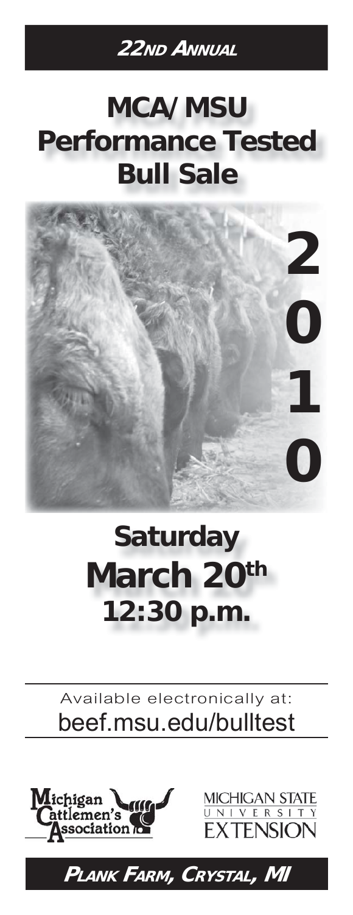**22ND ANNUAL**

# MCA/MSU Performance Tested Bull Sale

2010

## Saturday March 20th 12:30 p.m.

Available electronically at:
beef.msu.edu/bulltest

Michigan Cattlemen's Association

MICHIGAN STATE UNIVERSITY EXTENSION

**PLANK FARM, CRYSTAL, MI**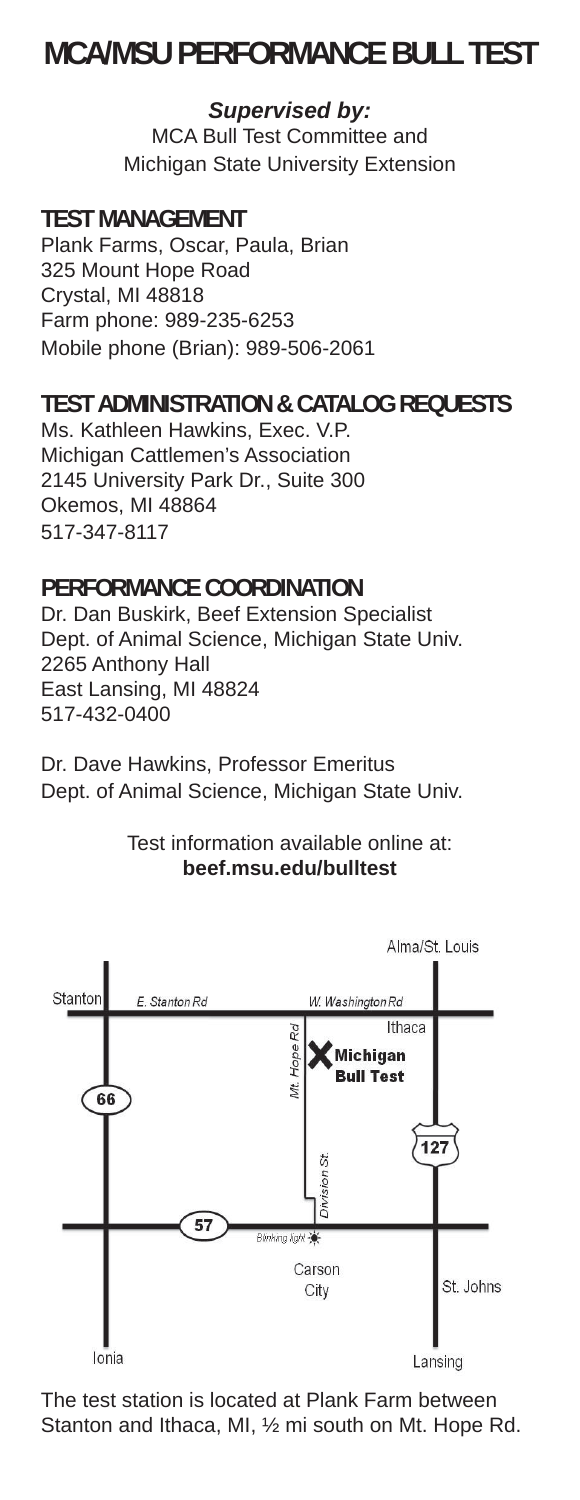# MCA/MSU PERFORMANCE BULL TEST

***Supervised by:***

MCA Bull Test Committee and
Michigan State University Extension

## TEST MANAGEMENT

Plank Farms, Oscar, Paula, Brian
325 Mount Hope Road
Crystal, MI 48818
Farm phone: 989-235-6253
Mobile phone (Brian): 989-506-2061

## TEST ADMINISTRATION & CATALOG REQUESTS

Ms. Kathleen Hawkins, Exec. V.P.
Michigan Cattlemen's Association
2145 University Park Dr., Suite 300
Okemos, MI 48864
517-347-8117

## PERFORMANCE COORDINATION

Dr. Dan Buskirk, Beef Extension Specialist
Dept. of Animal Science, Michigan State Univ.
2265 Anthony Hall
East Lansing, MI 48824
517-432-0400

Dr. Dave Hawkins, Professor Emeritus
Dept. of Animal Science, Michigan State Univ.

Test information available online at:
**beef.msu.edu/bulltest**

Alma/St. Louis
Stanton
E. Stanton Rd
W. Washington Rd
Ithaca
Mt. Hope Rd
**Michigan Bull Test**
66
127
Division St.
57
Blinking light
Carson City
St. Johns
Ionia
Lansing

The test station is located at Plank Farm between Stanton and Ithaca, MI, ½ mi south on Mt. Hope Rd.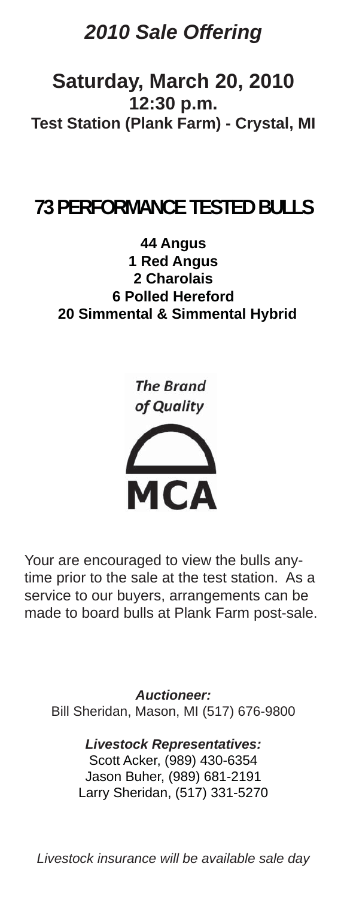# *2010 Sale Offering*

## Saturday, March 20, 2010

**12:30 p.m.**

**Test Station (Plank Farm) - Crystal, MI**

## 73 PERFORMANCE TESTED BULLS

**44 Angus**
**1 Red Angus**
**2 Charolais**
**6 Polled Hereford**
**20 Simmental & Simmental Hybrid**

*The Brand of Quality*

**MCA**

Your are encouraged to view the bulls anytime prior to the sale at the test station. As a service to our buyers, arrangements can be made to board bulls at Plank Farm post-sale.

***Auctioneer:***
Bill Sheridan, Mason, MI (517) 676-9800

***Livestock Representatives:***
Scott Acker, (989) 430-6354
Jason Buher, (989) 681-2191
Larry Sheridan, (517) 331-5270

*Livestock insurance will be available sale day*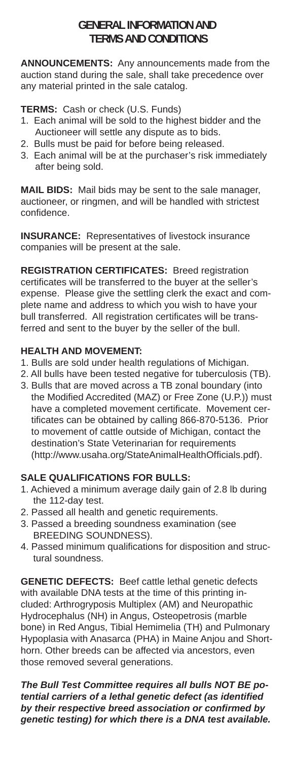# GENERAL INFORMATION AND TERMS AND CONDITIONS

**ANNOUNCEMENTS:** Any announcements made from the auction stand during the sale, shall take precedence over any material printed in the sale catalog.

**TERMS:** Cash or check (U.S. Funds)

1. Each animal will be sold to the highest bidder and the Auctioneer will settle any dispute as to bids.
2. Bulls must be paid for before being released.
3. Each animal will be at the purchaser's risk immediately after being sold.

**MAIL BIDS:** Mail bids may be sent to the sale manager, auctioneer, or ringmen, and will be handled with strictest confidence.

**INSURANCE:** Representatives of livestock insurance companies will be present at the sale.

**REGISTRATION CERTIFICATES:** Breed registration certificates will be transferred to the buyer at the seller's expense. Please give the settling clerk the exact and complete name and address to which you wish to have your bull transferred. All registration certificates will be transferred and sent to the buyer by the seller of the bull.

**HEALTH AND MOVEMENT:**

1. Bulls are sold under health regulations of Michigan.
2. All bulls have been tested negative for tuberculosis (TB).
3. Bulls that are moved across a TB zonal boundary (into the Modified Accredited (MAZ) or Free Zone (U.P.)) must have a completed movement certificate. Movement certificates can be obtained by calling 866-870-5136. Prior to movement of cattle outside of Michigan, contact the destination's State Veterinarian for requirements (http://www.usaha.org/StateAnimalHealthOfficials.pdf).

**SALE QUALIFICATIONS FOR BULLS:**

1. Achieved a minimum average daily gain of 2.8 lb during the 112-day test.
2. Passed all health and genetic requirements.
3. Passed a breeding soundness examination (see BREEDING SOUNDNESS).
4. Passed minimum qualifications for disposition and structural soundness.

**GENETIC DEFECTS:** Beef cattle lethal genetic defects with available DNA tests at the time of this printing included: Arthrogryposis Multiplex (AM) and Neuropathic Hydrocephalus (NH) in Angus, Osteopetrosis (marble bone) in Red Angus, Tibial Hemimelia (TH) and Pulmonary Hypoplasia with Anasarca (PHA) in Maine Anjou and Shorthorn. Other breeds can be affected via ancestors, even those removed several generations.

***The Bull Test Committee requires all bulls NOT BE potential carriers of a lethal genetic defect (as identified by their respective breed association or confirmed by genetic testing) for which there is a DNA test available.***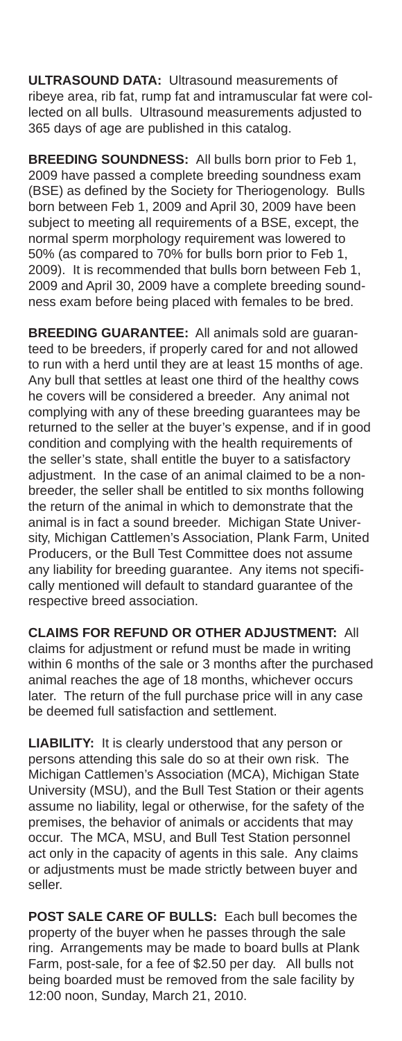**ULTRASOUND DATA:** Ultrasound measurements of ribeye area, rib fat, rump fat and intramuscular fat were collected on all bulls. Ultrasound measurements adjusted to 365 days of age are published in this catalog.

**BREEDING SOUNDNESS:** All bulls born prior to Feb 1, 2009 have passed a complete breeding soundness exam (BSE) as defined by the Society for Theriogenology. Bulls born between Feb 1, 2009 and April 30, 2009 have been subject to meeting all requirements of a BSE, except, the normal sperm morphology requirement was lowered to 50% (as compared to 70% for bulls born prior to Feb 1, 2009). It is recommended that bulls born between Feb 1, 2009 and April 30, 2009 have a complete breeding soundness exam before being placed with females to be bred.

**BREEDING GUARANTEE:** All animals sold are guaranteed to be breeders, if properly cared for and not allowed to run with a herd until they are at least 15 months of age. Any bull that settles at least one third of the healthy cows he covers will be considered a breeder. Any animal not complying with any of these breeding guarantees may be returned to the seller at the buyer's expense, and if in good condition and complying with the health requirements of the seller's state, shall entitle the buyer to a satisfactory adjustment. In the case of an animal claimed to be a non-breeder, the seller shall be entitled to six months following the return of the animal in which to demonstrate that the animal is in fact a sound breeder. Michigan State University, Michigan Cattlemen's Association, Plank Farm, United Producers, or the Bull Test Committee does not assume any liability for breeding guarantee. Any items not specifically mentioned will default to standard guarantee of the respective breed association.

**CLAIMS FOR REFUND OR OTHER ADJUSTMENT:** All claims for adjustment or refund must be made in writing within 6 months of the sale or 3 months after the purchased animal reaches the age of 18 months, whichever occurs later. The return of the full purchase price will in any case be deemed full satisfaction and settlement.

**LIABILITY:** It is clearly understood that any person or persons attending this sale do so at their own risk. The Michigan Cattlemen's Association (MCA), Michigan State University (MSU), and the Bull Test Station or their agents assume no liability, legal or otherwise, for the safety of the premises, the behavior of animals or accidents that may occur. The MCA, MSU, and Bull Test Station personnel act only in the capacity of agents in this sale. Any claims or adjustments must be made strictly between buyer and seller.

**POST SALE CARE OF BULLS:** Each bull becomes the property of the buyer when he passes through the sale ring. Arrangements may be made to board bulls at Plank Farm, post-sale, for a fee of $2.50 per day. All bulls not being boarded must be removed from the sale facility by 12:00 noon, Sunday, March 21, 2010.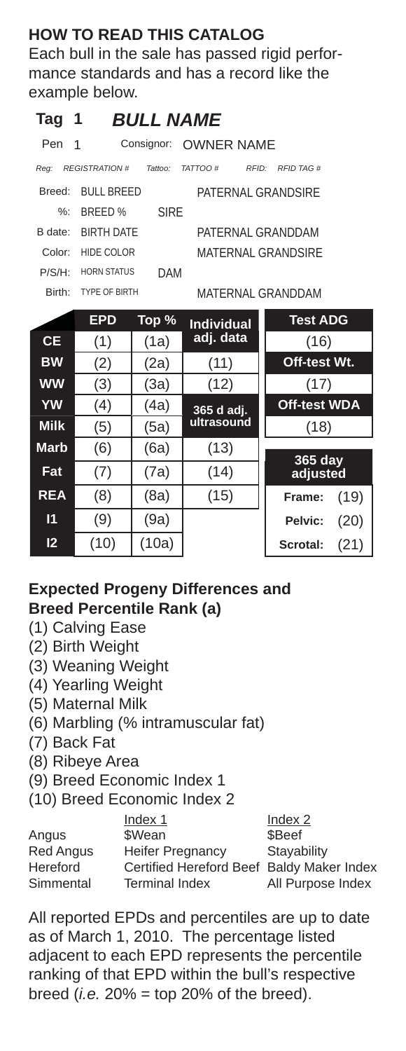## HOW TO READ THIS CATALOG

Each bull in the sale has passed rigid performance standards and has a record like the example below.

### Tag 1 *BULL NAME*

Pen 1 Consignor: OWNER NAME

*Reg: REGISTRATION # Tattoo: TATTOO # RFID: RFID TAG #*

| | | | |
|---|---|---|---|
| Breed: | BULL BREED | | PATERNAL GRANDSIRE |
| %: | BREED % | SIRE | |
| B date: | BIRTH DATE | | PATERNAL GRANDDAM |
| Color: | HIDE COLOR | | MATERNAL GRANDSIRE |
| P/S/H: | HORN STATUS | DAM | |
| Birth: | TYPE OF BIRTH | | MATERNAL GRANDDAM |

| | EPD | Top % | Individual adj. data | Test ADG |
|---|---|---|---|---|
| **CE** | (1) | (1a) | | (16) |
| **BW** | (2) | (2a) | (11) | **Off-test Wt.** |
| **WW** | (3) | (3a) | (12) | (17) |
| **YW** | (4) | (4a) | **365 d adj. ultrasound** | **Off-test WDA** |
| **Milk** | (5) | (5a) | | (18) |
| **Marb** | (6) | (6a) | (13) | **365 day adjusted** |
| **Fat** | (7) | (7a) | (14) | |
| **REA** | (8) | (8a) | (15) | **Frame:** (19) |
| **I1** | (9) | (9a) | | **Pelvic:** (20) |
| **I2** | (10) | (10a) | | **Scrotal:** (21) |

**Expected Progeny Differences and Breed Percentile Rank (a)**

(1) Calving Ease
(2) Birth Weight
(3) Weaning Weight
(4) Yearling Weight
(5) Maternal Milk
(6) Marbling (% intramuscular fat)
(7) Back Fat
(8) Ribeye Area
(9) Breed Economic Index 1
(10) Breed Economic Index 2

| | Index 1 | Index 2 |
|---|---|---|
| Angus | $Wean | $Beef |
| Red Angus | Heifer Pregnancy | Stayability |
| Hereford | Certified Hereford Beef | Baldy Maker Index |
| Simmental | Terminal Index | All Purpose Index |

All reported EPDs and percentiles are up to date as of March 1, 2010. The percentage listed adjacent to each EPD represents the percentile ranking of that EPD within the bull's respective breed (*i.e.* 20% = top 20% of the breed).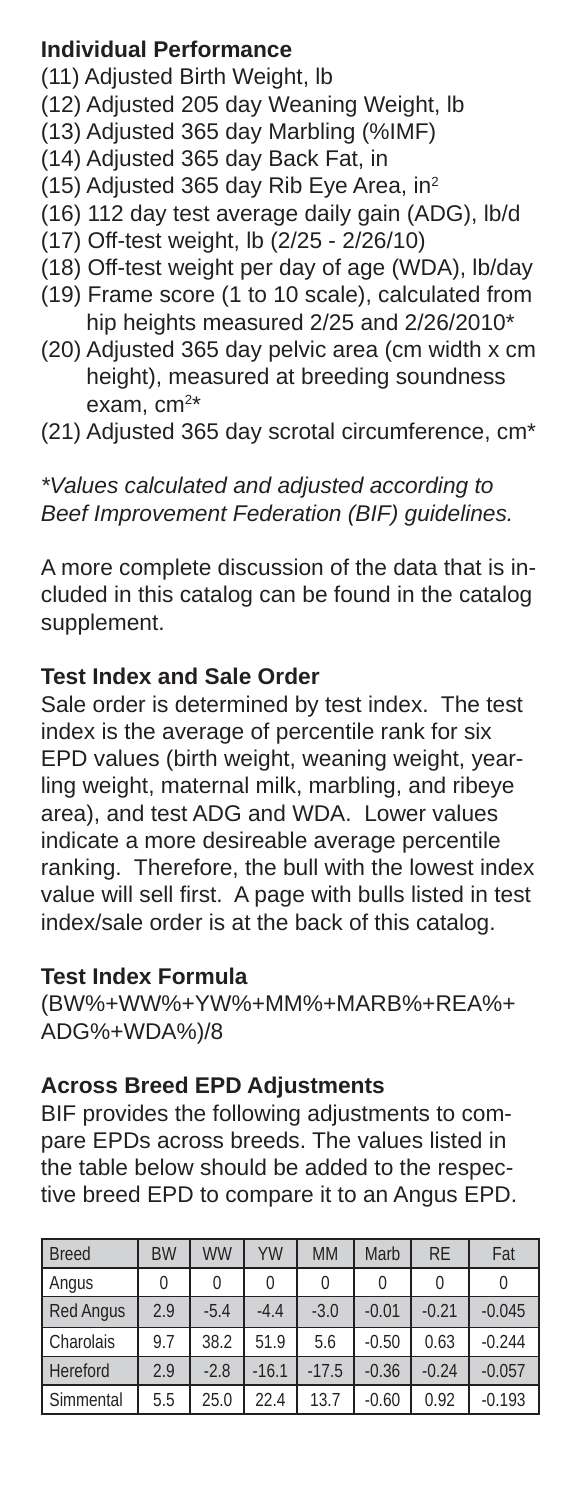**Individual Performance**

(11) Adjusted Birth Weight, lb
(12) Adjusted 205 day Weaning Weight, lb
(13) Adjusted 365 day Marbling (%IMF)
(14) Adjusted 365 day Back Fat, in
(15) Adjusted 365 day Rib Eye Area, $in^2$
(16) 112 day test average daily gain (ADG), lb/d
(17) Off-test weight, lb (2/25 - 2/26/10)
(18) Off-test weight per day of age (WDA), lb/day
(19) Frame score (1 to 10 scale), calculated from hip heights measured 2/25 and 2/26/2010*
(20) Adjusted 365 day pelvic area (cm width x cm height), measured at breeding soundness exam, $cm^2$*
(21) Adjusted 365 day scrotal circumference, cm*

*\*Values calculated and adjusted according to Beef Improvement Federation (BIF) guidelines.*

A more complete discussion of the data that is included in this catalog can be found in the catalog supplement.

**Test Index and Sale Order**

Sale order is determined by test index. The test index is the average of percentile rank for six EPD values (birth weight, weaning weight, yearling weight, maternal milk, marbling, and ribeye area), and test ADG and WDA. Lower values indicate a more desireable average percentile ranking. Therefore, the bull with the lowest index value will sell first. A page with bulls listed in test index/sale order is at the back of this catalog.

**Test Index Formula**

(BW%+WW%+YW%+MM%+MARB%+REA%+ADG%+WDA%)/8

**Across Breed EPD Adjustments**

BIF provides the following adjustments to compare EPDs across breeds. The values listed in the table below should be added to the respective breed EPD to compare it to an Angus EPD.

| Breed | BW | WW | YW | MM | Marb | RE | Fat |
|---|---|---|---|---|---|---|---|
| Angus | 0 | 0 | 0 | 0 | 0 | 0 | 0 |
| Red Angus | 2.9 | -5.4 | -4.4 | -3.0 | -0.01 | -0.21 | -0.045 |
| Charolais | 9.7 | 38.2 | 51.9 | 5.6 | -0.50 | 0.63 | -0.244 |
| Hereford | 2.9 | -2.8 | -16.1 | -17.5 | -0.36 | -0.24 | -0.057 |
| Simmental | 5.5 | 25.0 | 22.4 | 13.7 | -0.60 | 0.92 | -0.193 |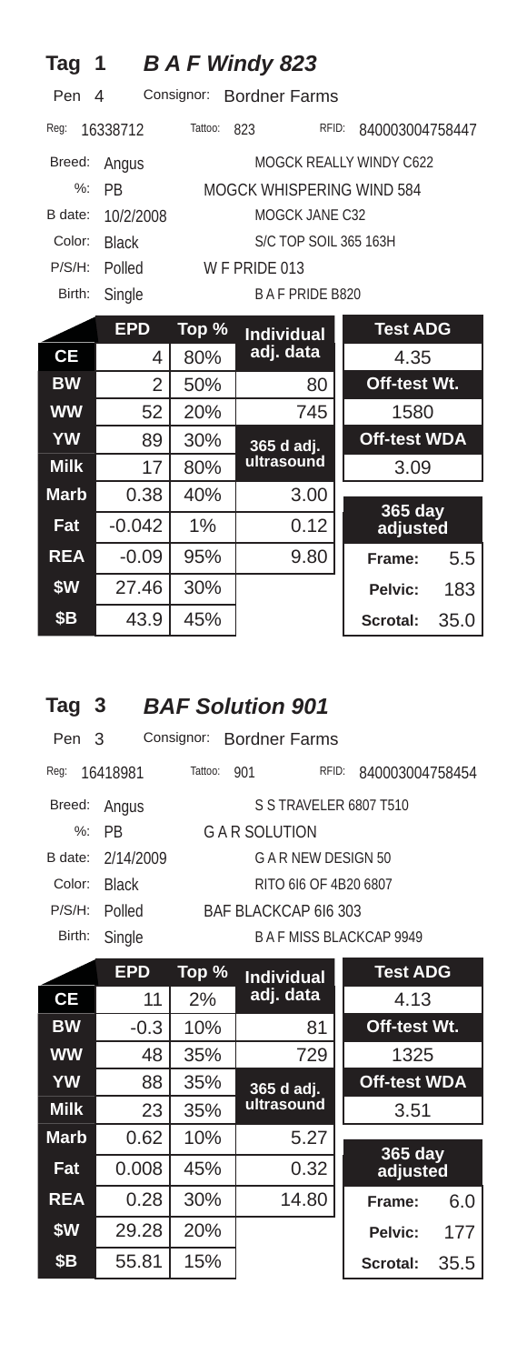## Tag 1 *B A F Windy 823*

Pen 4 Consignor: Bordner Farms

Reg: 16338712 Tattoo: 823 RFID: 840003004758447

| | | |
|---|---|---|
| Breed: | Angus | MOGCK REALLY WINDY C622 |
| %: | PB | MOGCK WHISPERING WIND 584 |
| B date: | 10/2/2008 | MOGCK JANE C32 |
| Color: | Black | S/C TOP SOIL 365 163H |
| P/S/H: | Polled | W F PRIDE 013 |
| Birth: | Single | B A F PRIDE B820 |

| | EPD | Top % | Individual adj. data | Test ADG |
|---|---|---|---|---|
| CE | 4 | 80% | | 4.35 |
| BW | 2 | 50% | 80 | Off-test Wt. |
| WW | 52 | 20% | 745 | 1580 |
| YW | 89 | 30% | 365 d adj. ultrasound | Off-test WDA |
| Milk | 17 | 80% | | 3.09 |
| Marb | 0.38 | 40% | 3.00 | 365 day adjusted |
| Fat | -0.042 | 1% | 0.12 | |
| REA | -0.09 | 95% | 9.80 | Frame: 5.5 |
| $W | 27.46 | 30% | | Pelvic: 183 |
| $B | 43.9 | 45% | | Scrotal: 35.0 |

## Tag 3 *BAF Solution 901*

Pen 3 Consignor: Bordner Farms

Reg: 16418981 Tattoo: 901 RFID: 840003004758454

| | | |
|---|---|---|
| Breed: | Angus | S S TRAVELER 6807 T510 |
| %: | PB | G A R SOLUTION |
| B date: | 2/14/2009 | G A R NEW DESIGN 50 |
| Color: | Black | RITO 6I6 OF 4B20 6807 |
| P/S/H: | Polled | BAF BLACKCAP 6I6 303 |
| Birth: | Single | B A F MISS BLACKCAP 9949 |

| | EPD | Top % | Individual adj. data | Test ADG |
|---|---|---|---|---|
| CE | 11 | 2% | | 4.13 |
| BW | -0.3 | 10% | 81 | Off-test Wt. |
| WW | 48 | 35% | 729 | 1325 |
| YW | 88 | 35% | 365 d adj. ultrasound | Off-test WDA |
| Milk | 23 | 35% | | 3.51 |
| Marb | 0.62 | 10% | 5.27 | 365 day adjusted |
| Fat | 0.008 | 45% | 0.32 | |
| REA | 0.28 | 30% | 14.80 | Frame: 6.0 |
| $W | 29.28 | 20% | | Pelvic: 177 |
| $B | 55.81 | 15% | | Scrotal: 35.5 |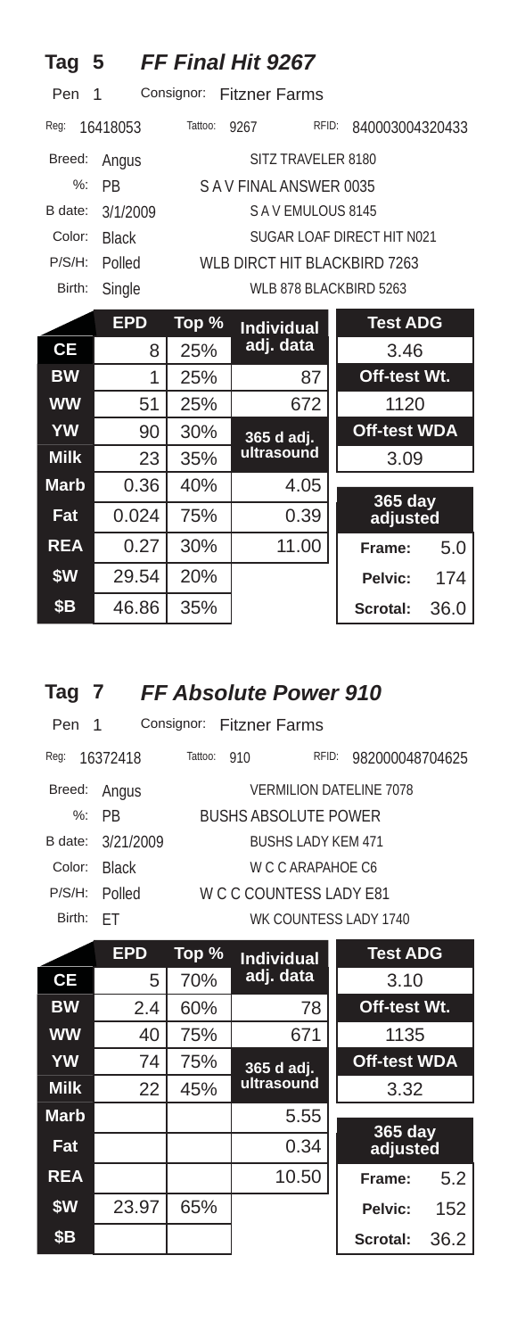## Tag 5 *FF Final Hit 9267*

Pen 1 Consignor: Fitzner Farms

Reg: 16418053 Tattoo: 9267 RFID: 840003004320433

| | | Pedigree |
|---|---|---|
| Breed: | Angus | SITZ TRAVELER 8180 |
| %: | PB | S A V FINAL ANSWER 0035 |
| B date: | 3/1/2009 | S A V EMULOUS 8145 |
| Color: | Black | SUGAR LOAF DIRECT HIT N021 |
| P/S/H: | Polled | WLB DIRCT HIT BLACKBIRD 7263 |
| Birth: | Single | WLB 878 BLACKBIRD 5263 |

| | EPD | Top % | Individual adj. data |
|---|---|---|---|
| CE | 8 | 25% | |
| BW | 1 | 25% | 87 |
| WW | 51 | 25% | 672 |
| YW | 90 | 30% | |
| Milk | 23 | 35% | 365 d adj. ultrasound |
| Marb | 0.36 | 40% | 4.05 |
| Fat | 0.024 | 75% | 0.39 |
| REA | 0.27 | 30% | 11.00 |
| $W | 29.54 | 20% | |
| $B | 46.86 | 35% | |

| Test ADG | |
|---|---|
| 3.46 | |
| Off-test Wt. | |
| 1120 | |
| Off-test WDA | |
| 3.09 | |
| 365 day adjusted | |
| Frame: | 5.0 |
| Pelvic: | 174 |
| Scrotal: | 36.0 |

## Tag 7 *FF Absolute Power 910*

Pen 1 Consignor: Fitzner Farms

Reg: 16372418 Tattoo: 910 RFID: 982000048704625

| | | Pedigree |
|---|---|---|
| Breed: | Angus | VERMILION DATELINE 7078 |
| %: | PB | BUSHS ABSOLUTE POWER |
| B date: | 3/21/2009 | BUSHS LADY KEM 471 |
| Color: | Black | W C C ARAPAHOE C6 |
| P/S/H: | Polled | W C C COUNTESS LADY E81 |
| Birth: | ET | WK COUNTESS LADY 1740 |

| | EPD | Top % | Individual adj. data |
|---|---|---|---|
| CE | 5 | 70% | |
| BW | 2.4 | 60% | 78 |
| WW | 40 | 75% | 671 |
| YW | 74 | 75% | |
| Milk | 22 | 45% | 365 d adj. ultrasound |
| Marb | | | 5.55 |
| Fat | | | 0.34 |
| REA | | | 10.50 |
| $W | 23.97 | 65% | |
| $B | | | |

| Test ADG | |
|---|---|
| 3.10 | |
| Off-test Wt. | |
| 1135 | |
| Off-test WDA | |
| 3.32 | |
| 365 day adjusted | |
| Frame: | 5.2 |
| Pelvic: | 152 |
| Scrotal: | 36.2 |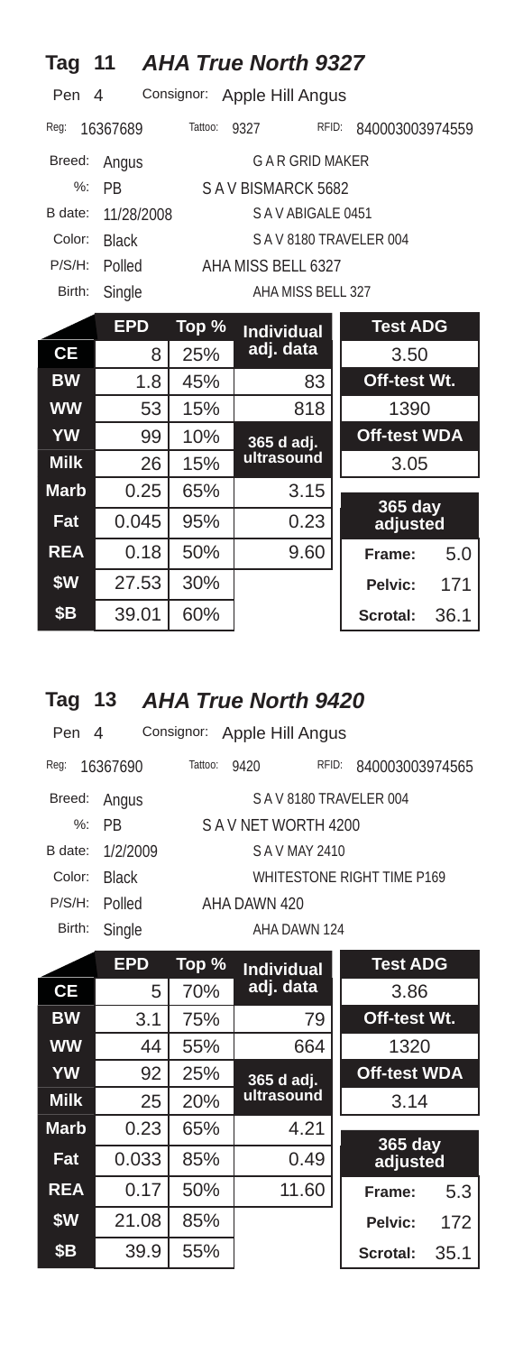## Tag 11 *AHA True North 9327*

Pen 4 Consignor: Apple Hill Angus

Reg: 16367689 Tattoo: 9327 RFID: 840003003974559

| | | Pedigree |
|---|---|---|
| Breed: | Angus | G A R GRID MAKER |
| %: | PB | S A V BISMARCK 5682 |
| B date: | 11/28/2008 | S A V ABIGALE 0451 |
| Color: | Black | S A V 8180 TRAVELER 004 |
| P/S/H: | Polled | AHA MISS BELL 6327 |
| Birth: | Single | AHA MISS BELL 327 |

| | EPD | Top % | Individual adj. data | |
|---|---|---|---|---|
| CE | 8 | 25% | | **Test ADG** 3.50 |
| BW | 1.8 | 45% | 83 | **Off-test Wt.** 1390 |
| WW | 53 | 15% | 818 | |
| YW | 99 | 10% | **365 d adj. ultrasound** | **Off-test WDA** 3.05 |
| Milk | 26 | 15% | | |
| Marb | 0.25 | 65% | 3.15 | **365 day adjusted** |
| Fat | 0.045 | 95% | 0.23 | |
| REA | 0.18 | 50% | 9.60 | Frame: 5.0 |
| $W | 27.53 | 30% | | Pelvic: 171 |
| $B | 39.01 | 60% | | Scrotal: 36.1 |

## Tag 13 *AHA True North 9420*

Pen 4 Consignor: Apple Hill Angus

Reg: 16367690 Tattoo: 9420 RFID: 840003003974565

| | | Pedigree |
|---|---|---|
| Breed: | Angus | S A V 8180 TRAVELER 004 |
| %: | PB | S A V NET WORTH 4200 |
| B date: | 1/2/2009 | S A V MAY 2410 |
| Color: | Black | WHITESTONE RIGHT TIME P169 |
| P/S/H: | Polled | AHA DAWN 420 |
| Birth: | Single | AHA DAWN 124 |

| | EPD | Top % | Individual adj. data | |
|---|---|---|---|---|
| CE | 5 | 70% | | **Test ADG** 3.86 |
| BW | 3.1 | 75% | 79 | **Off-test Wt.** 1320 |
| WW | 44 | 55% | 664 | |
| YW | 92 | 25% | **365 d adj. ultrasound** | **Off-test WDA** 3.14 |
| Milk | 25 | 20% | | |
| Marb | 0.23 | 65% | 4.21 | **365 day adjusted** |
| Fat | 0.033 | 85% | 0.49 | |
| REA | 0.17 | 50% | 11.60 | Frame: 5.3 |
| $W | 21.08 | 85% | | Pelvic: 172 |
| $B | 39.9 | 55% | | Scrotal: 35.1 |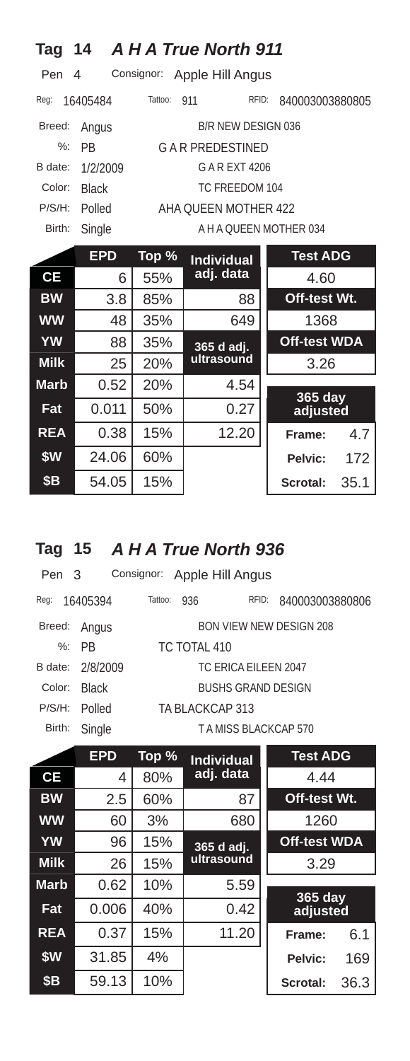## Tag 14 *A H A True North 911*

Pen 4 Consignor: Apple Hill Angus

Reg: 16405484 Tattoo: 911 RFID: 840003003880805

| | | Pedigree |
|---|---|---|
| Breed: | Angus | B/R NEW DESIGN 036 |
| %: | PB | G A R PREDESTINED |
| B date: | 1/2/2009 | G A R EXT 4206 |
| Color: | Black | TC FREEDOM 104 |
| P/S/H: | Polled | AHA QUEEN MOTHER 422 |
| Birth: | Single | A H A QUEEN MOTHER 034 |

| | EPD | Top % | Individual adj. data |
|---|---|---|---|
| CE | 6 | 55% | |
| BW | 3.8 | 85% | 88 |
| WW | 48 | 35% | 649 |
| YW | 88 | 35% | 365 d adj. ultrasound |
| Milk | 25 | 20% | |
| Marb | 0.52 | 20% | 4.54 |
| Fat | 0.011 | 50% | 0.27 |
| REA | 0.38 | 15% | 12.20 |
| $W | 24.06 | 60% | |
| $B | 54.05 | 15% | |

| Test ADG | |
|---|---|
| 4.60 | |
| Off-test Wt. | |
| 1368 | |
| Off-test WDA | |
| 3.26 | |
| 365 day adjusted | |
| Frame: | 4.7 |
| Pelvic: | 172 |
| Scrotal: | 35.1 |

## Tag 15 *A H A True North 936*

Pen 3 Consignor: Apple Hill Angus

Reg: 16405394 Tattoo: 936 RFID: 840003003880806

| | | Pedigree |
|---|---|---|
| Breed: | Angus | BON VIEW NEW DESIGN 208 |
| %: | PB | TC TOTAL 410 |
| B date: | 2/8/2009 | TC ERICA EILEEN 2047 |
| Color: | Black | BUSHS GRAND DESIGN |
| P/S/H: | Polled | TA BLACKCAP 313 |
| Birth: | Single | T A MISS BLACKCAP 570 |

| | EPD | Top % | Individual adj. data |
|---|---|---|---|
| CE | 4 | 80% | |
| BW | 2.5 | 60% | 87 |
| WW | 60 | 3% | 680 |
| YW | 96 | 15% | 365 d adj. ultrasound |
| Milk | 26 | 15% | |
| Marb | 0.62 | 10% | 5.59 |
| Fat | 0.006 | 40% | 0.42 |
| REA | 0.37 | 15% | 11.20 |
| $W | 31.85 | 4% | |
| $B | 59.13 | 10% | |

| Test ADG | |
|---|---|
| 4.44 | |
| Off-test Wt. | |
| 1260 | |
| Off-test WDA | |
| 3.29 | |
| 365 day adjusted | |
| Frame: | 6.1 |
| Pelvic: | 169 |
| Scrotal: | 36.3 |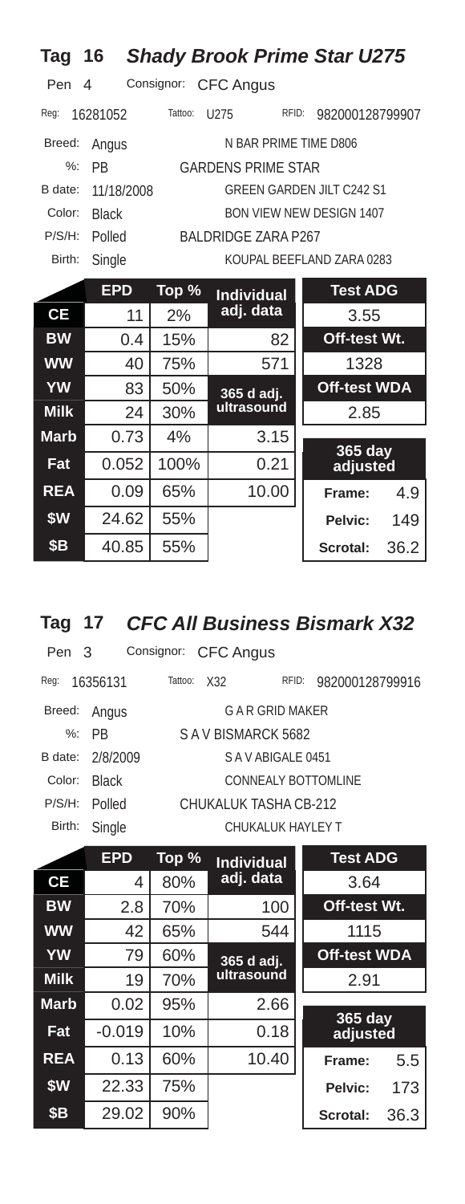## Tag 16 *Shady Brook Prime Star U275*

Pen 4 Consignor: CFC Angus

Reg: 16281052 Tattoo: U275 RFID: 982000128799907

| | | Pedigree |
|---|---|---|
| Breed: | Angus | N BAR PRIME TIME D806 |
| %: | PB | GARDENS PRIME STAR |
| B date: | 11/18/2008 | GREEN GARDEN JILT C242 S1 |
| Color: | Black | BON VIEW NEW DESIGN 1407 |
| P/S/H: | Polled | BALDRIDGE ZARA P267 |
| Birth: | Single | KOUPAL BEEFLAND ZARA 0283 |

| | EPD | Top % | Individual adj. data | Test ADG |
|---|---|---|---|---|
| **CE** | 11 | 2% | | 3.55 |
| **BW** | 0.4 | 15% | 82 | **Off-test Wt.** |
| **WW** | 40 | 75% | 571 | 1328 |
| **YW** | 83 | 50% | **365 d adj. ultrasound** | **Off-test WDA** |
| **Milk** | 24 | 30% | | 2.85 |
| **Marb** | 0.73 | 4% | 3.15 | **365 day adjusted** |
| **Fat** | 0.052 | 100% | 0.21 | |
| **REA** | 0.09 | 65% | 10.00 | **Frame:** 4.9 |
| **$W** | 24.62 | 55% | | **Pelvic:** 149 |
| **$B** | 40.85 | 55% | | **Scrotal:** 36.2 |

## Tag 17 *CFC All Business Bismark X32*

Pen 3 Consignor: CFC Angus

Reg: 16356131 Tattoo: X32 RFID: 982000128799916

| | | Pedigree |
|---|---|---|
| Breed: | Angus | G A R GRID MAKER |
| %: | PB | S A V BISMARCK 5682 |
| B date: | 2/8/2009 | S A V ABIGALE 0451 |
| Color: | Black | CONNEALY BOTTOMLINE |
| P/S/H: | Polled | CHUKALUK TASHA CB-212 |
| Birth: | Single | CHUKALUK HAYLEY T |

| | EPD | Top % | Individual adj. data | Test ADG |
|---|---|---|---|---|
| **CE** | 4 | 80% | | 3.64 |
| **BW** | 2.8 | 70% | 100 | **Off-test Wt.** |
| **WW** | 42 | 65% | 544 | 1115 |
| **YW** | 79 | 60% | **365 d adj. ultrasound** | **Off-test WDA** |
| **Milk** | 19 | 70% | | 2.91 |
| **Marb** | 0.02 | 95% | 2.66 | **365 day adjusted** |
| **Fat** | -0.019 | 10% | 0.18 | |
| **REA** | 0.13 | 60% | 10.40 | **Frame:** 5.5 |
| **$W** | 22.33 | 75% | | **Pelvic:** 173 |
| **$B** | 29.02 | 90% | | **Scrotal:** 36.3 |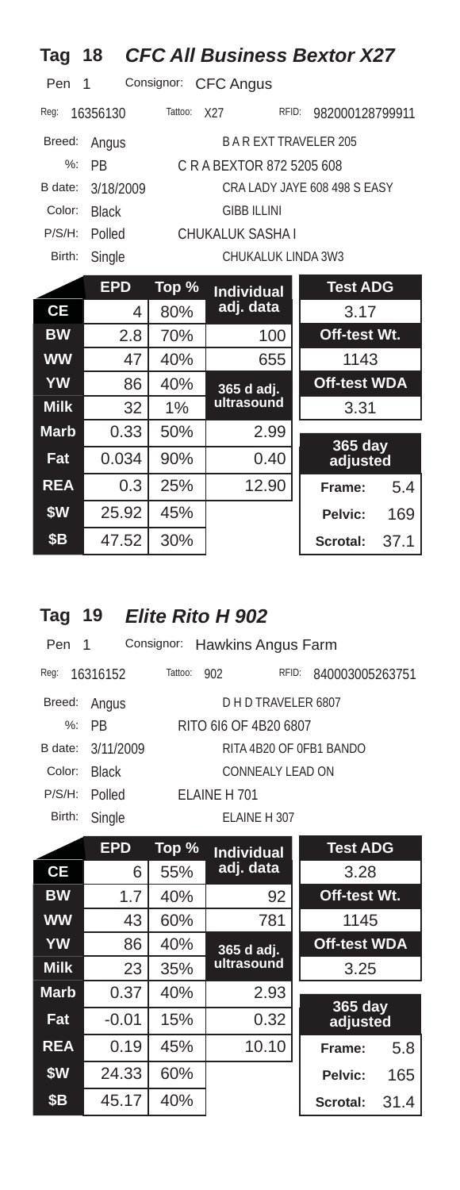## Tag 18 *CFC All Business Bextor X27*

Pen 1 Consignor: CFC Angus

Reg: 16356130 Tattoo: X27 RFID: 982000128799911

| | | |
|---|---|---|
| Breed: | Angus | B A R EXT TRAVELER 205 |
| %: | PB | C R A BEXTOR 872 5205 608 |
| B date: | 3/18/2009 | CRA LADY JAYE 608 498 S EASY |
| Color: | Black | GIBB ILLINI |
| P/S/H: | Polled | CHUKALUK SASHA I |
| Birth: | Single | CHUKALUK LINDA 3W3 |

| | EPD | Top % | Individual adj. data | Test ADG |
|---|---|---|---|---|
| CE | 4 | 80% | | 3.17 |
| BW | 2.8 | 70% | 100 | Off-test Wt. |
| WW | 47 | 40% | 655 | 1143 |
| YW | 86 | 40% | 365 d adj. ultrasound | Off-test WDA |
| Milk | 32 | 1% | | 3.31 |
| Marb | 0.33 | 50% | 2.99 | 365 day adjusted |
| Fat | 0.034 | 90% | 0.40 | |
| REA | 0.3 | 25% | 12.90 | Frame: 5.4 |
| $W | 25.92 | 45% | | Pelvic: 169 |
| $B | 47.52 | 30% | | Scrotal: 37.1 |

## Tag 19 *Elite Rito H 902*

Pen 1 Consignor: Hawkins Angus Farm

Reg: 16316152 Tattoo: 902 RFID: 840003005263751

| | | |
|---|---|---|
| Breed: | Angus | D H D TRAVELER 6807 |
| %: | PB | RITO 6I6 OF 4B20 6807 |
| B date: | 3/11/2009 | RITA 4B20 OF 0FB1 BANDO |
| Color: | Black | CONNEALY LEAD ON |
| P/S/H: | Polled | ELAINE H 701 |
| Birth: | Single | ELAINE H 307 |

| | EPD | Top % | Individual adj. data | Test ADG |
|---|---|---|---|---|
| CE | 6 | 55% | | 3.28 |
| BW | 1.7 | 40% | 92 | Off-test Wt. |
| WW | 43 | 60% | 781 | 1145 |
| YW | 86 | 40% | 365 d adj. ultrasound | Off-test WDA |
| Milk | 23 | 35% | | 3.25 |
| Marb | 0.37 | 40% | 2.93 | 365 day adjusted |
| Fat | -0.01 | 15% | 0.32 | |
| REA | 0.19 | 45% | 10.10 | Frame: 5.8 |
| $W | 24.33 | 60% | | Pelvic: 165 |
| $B | 45.17 | 40% | | Scrotal: 31.4 |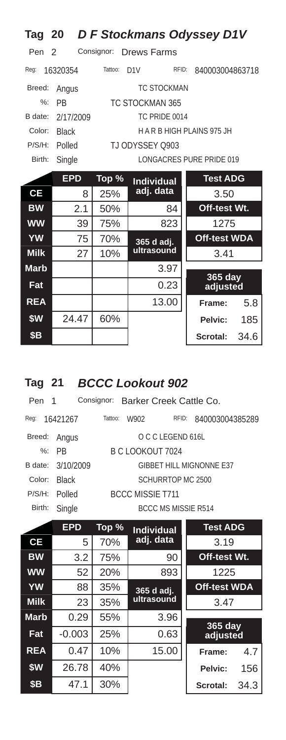## Tag 20 *D F Stockmans Odyssey D1V*

Pen 2 Consignor: Drews Farms

Reg: 16320354 Tattoo: D1V RFID: 840003004863718

| | | |
|---|---|---|
| Breed: | Angus | TC STOCKMAN |
| %: | PB | TC STOCKMAN 365 |
| B date: | 2/17/2009 | TC PRIDE 0014 |
| Color: | Black | H A R B HIGH PLAINS 975 JH |
| P/S/H: | Polled | TJ ODYSSEY Q903 |
| Birth: | Single | LONGACRES PURE PRIDE 019 |

| | EPD | Top % | Individual adj. data | Test ADG |
|---|---|---|---|---|
| **CE** | 8 | 25% | | 3.50 |
| **BW** | 2.1 | 50% | 84 | **Off-test Wt.** |
| **WW** | 39 | 75% | 823 | 1275 |
| **YW** | 75 | 70% | **365 d adj. ultrasound** | **Off-test WDA** |
| **Milk** | 27 | 10% | | 3.41 |
| **Marb** | | | 3.97 | **365 day adjusted** |
| **Fat** | | | 0.23 | |
| **REA** | | | 13.00 | **Frame:** 5.8 |
| **$W** | 24.47 | 60% | | **Pelvic:** 185 |
| **$B** | | | | **Scrotal:** 34.6 |

## Tag 21 *BCCC Lookout 902*

Pen 1 Consignor: Barker Creek Cattle Co.

Reg: 16421267 Tattoo: W902 RFID: 840003004385289

| | | |
|---|---|---|
| Breed: | Angus | O C C LEGEND 616L |
| %: | PB | B C LOOKOUT 7024 |
| B date: | 3/10/2009 | GIBBET HILL MIGNONNE E37 |
| Color: | Black | SCHURRTOP MC 2500 |
| P/S/H: | Polled | BCCC MISSIE T711 |
| Birth: | Single | BCCC MS MISSIE R514 |

| | EPD | Top % | Individual adj. data | Test ADG |
|---|---|---|---|---|
| **CE** | 5 | 70% | | 3.19 |
| **BW** | 3.2 | 75% | 90 | **Off-test Wt.** |
| **WW** | 52 | 20% | 893 | 1225 |
| **YW** | 88 | 35% | **365 d adj. ultrasound** | **Off-test WDA** |
| **Milk** | 23 | 35% | | 3.47 |
| **Marb** | 0.29 | 55% | 3.96 | **365 day adjusted** |
| **Fat** | -0.003 | 25% | 0.63 | |
| **REA** | 0.47 | 10% | 15.00 | **Frame:** 4.7 |
| **$W** | 26.78 | 40% | | **Pelvic:** 156 |
| **$B** | 47.1 | 30% | | **Scrotal:** 34.3 |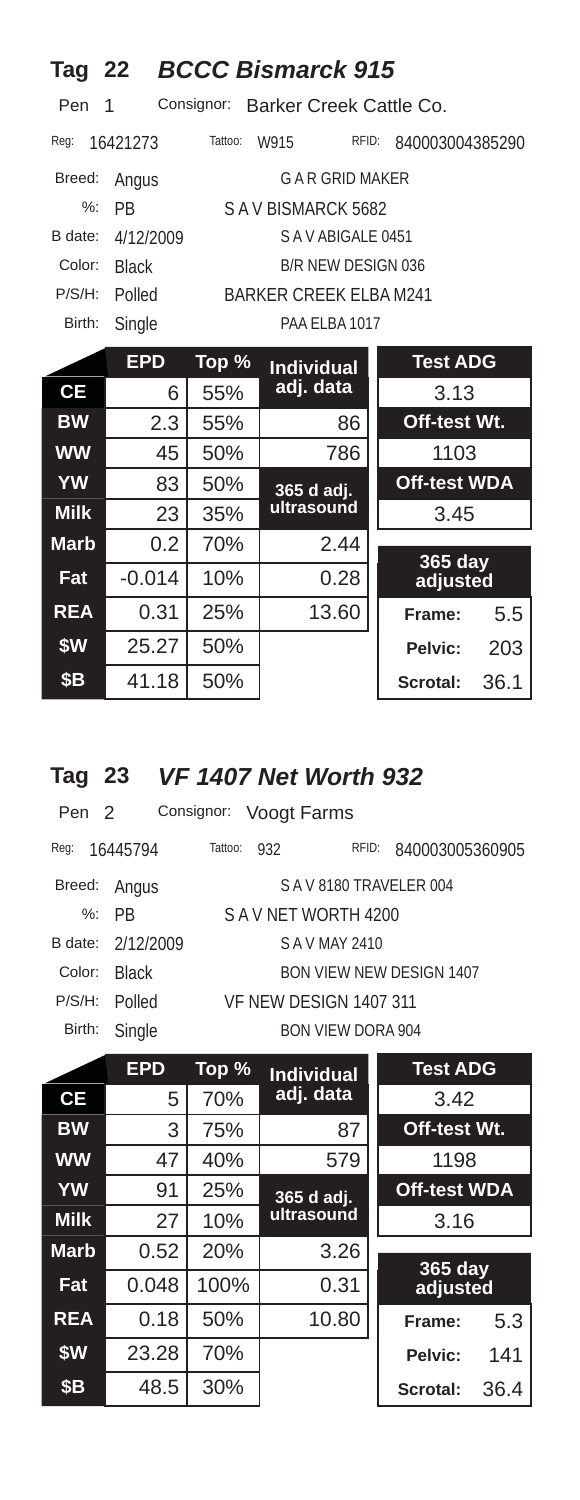## Tag 22 *BCCC Bismarck 915*

Pen 1 Consignor: Barker Creek Cattle Co.

Reg: 16421273 Tattoo: W915 RFID: 840003004385290

| | | Pedigree |
|---|---|---|
| Breed: | Angus | G A R GRID MAKER |
| %: | PB | S A V BISMARCK 5682 |
| B date: | 4/12/2009 | S A V ABIGALE 0451 |
| Color: | Black | B/R NEW DESIGN 036 |
| P/S/H: | Polled | BARKER CREEK ELBA M241 |
| Birth: | Single | PAA ELBA 1017 |

| | EPD | Top % | Individual adj. data | Test ADG |
|---|---|---|---|---|
| CE | 6 | 55% | | 3.13 |
| BW | 2.3 | 55% | 86 | **Off-test Wt.** |
| WW | 45 | 50% | 786 | 1103 |
| YW | 83 | 50% | **365 d adj. ultrasound** | **Off-test WDA** |
| Milk | 23 | 35% | | 3.45 |
| Marb | 0.2 | 70% | 2.44 | **365 day adjusted** |
| Fat | -0.014 | 10% | 0.28 | |
| REA | 0.31 | 25% | 13.60 | Frame: 5.5 |
| $W | 25.27 | 50% | | Pelvic: 203 |
| $B | 41.18 | 50% | | Scrotal: 36.1 |

## Tag 23 *VF 1407 Net Worth 932*

Pen 2 Consignor: Voogt Farms

Reg: 16445794 Tattoo: 932 RFID: 840003005360905

| | | Pedigree |
|---|---|---|
| Breed: | Angus | S A V 8180 TRAVELER 004 |
| %: | PB | S A V NET WORTH 4200 |
| B date: | 2/12/2009 | S A V MAY 2410 |
| Color: | Black | BON VIEW NEW DESIGN 1407 |
| P/S/H: | Polled | VF NEW DESIGN 1407 311 |
| Birth: | Single | BON VIEW DORA 904 |

| | EPD | Top % | Individual adj. data | Test ADG |
|---|---|---|---|---|
| CE | 5 | 70% | | 3.42 |
| BW | 3 | 75% | 87 | **Off-test Wt.** |
| WW | 47 | 40% | 579 | 1198 |
| YW | 91 | 25% | **365 d adj. ultrasound** | **Off-test WDA** |
| Milk | 27 | 10% | | 3.16 |
| Marb | 0.52 | 20% | 3.26 | **365 day adjusted** |
| Fat | 0.048 | 100% | 0.31 | |
| REA | 0.18 | 50% | 10.80 | Frame: 5.3 |
| $W | 23.28 | 70% | | Pelvic: 141 |
| $B | 48.5 | 30% | | Scrotal: 36.4 |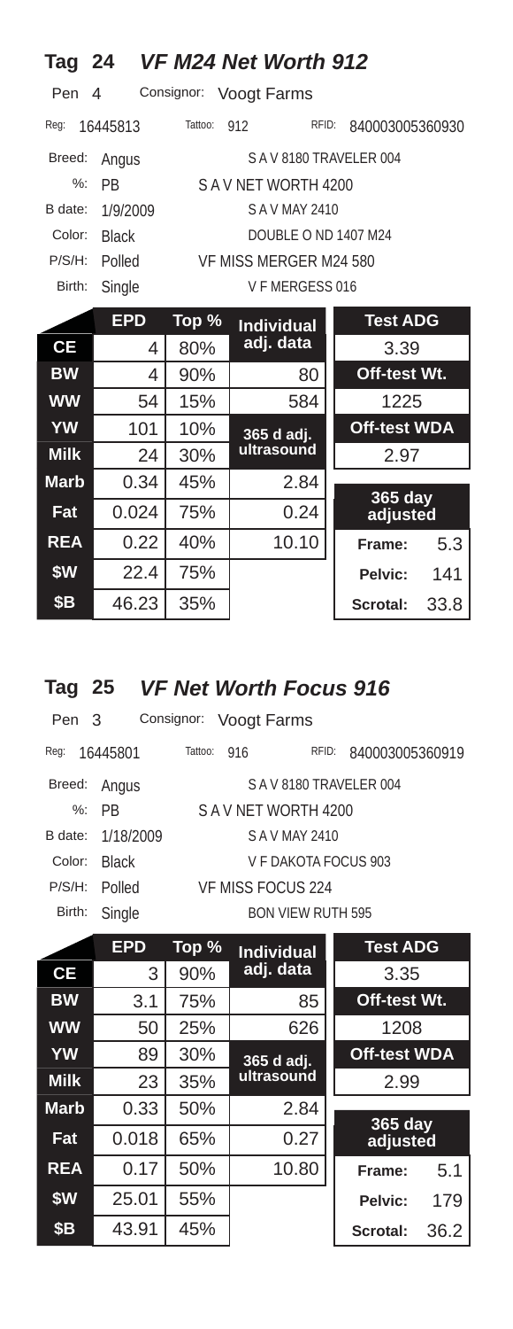## Tag 24 *VF M24 Net Worth 912*

Pen 4 Consignor: Voogt Farms

Reg: 16445813 Tattoo: 912 RFID: 840003005360930

| | | Pedigree |
|---|---|---|
| Breed: | Angus | S A V 8180 TRAVELER 004 |
| %: | PB | S A V NET WORTH 4200 |
| B date: | 1/9/2009 | S A V MAY 2410 |
| Color: | Black | DOUBLE O ND 1407 M24 |
| P/S/H: | Polled | VF MISS MERGER M24 580 |
| Birth: | Single | V F MERGESS 016 |

| | EPD | Top % | Individual adj. data | Test ADG | |
|---|---|---|---|---|---|
| CE | 4 | 80% | | 3.39 | |
| BW | 4 | 90% | 80 | Off-test Wt. | |
| WW | 54 | 15% | 584 | 1225 | |
| YW | 101 | 10% | 365 d adj. ultrasound | Off-test WDA | |
| Milk | 24 | 30% | | 2.97 | |
| Marb | 0.34 | 45% | 2.84 | 365 day adjusted | |
| Fat | 0.024 | 75% | 0.24 | | |
| REA | 0.22 | 40% | 10.10 | Frame: | 5.3 |
| $W | 22.4 | 75% | | Pelvic: | 141 |
| $B | 46.23 | 35% | | Scrotal: | 33.8 |

## Tag 25 *VF Net Worth Focus 916*

Pen 3 Consignor: Voogt Farms

Reg: 16445801 Tattoo: 916 RFID: 840003005360919

| | | Pedigree |
|---|---|---|
| Breed: | Angus | S A V 8180 TRAVELER 004 |
| %: | PB | S A V NET WORTH 4200 |
| B date: | 1/18/2009 | S A V MAY 2410 |
| Color: | Black | V F DAKOTA FOCUS 903 |
| P/S/H: | Polled | VF MISS FOCUS 224 |
| Birth: | Single | BON VIEW RUTH 595 |

| | EPD | Top % | Individual adj. data | Test ADG | |
|---|---|---|---|---|---|
| CE | 3 | 90% | | 3.35 | |
| BW | 3.1 | 75% | 85 | Off-test Wt. | |
| WW | 50 | 25% | 626 | 1208 | |
| YW | 89 | 30% | 365 d adj. ultrasound | Off-test WDA | |
| Milk | 23 | 35% | | 2.99 | |
| Marb | 0.33 | 50% | 2.84 | 365 day adjusted | |
| Fat | 0.018 | 65% | 0.27 | | |
| REA | 0.17 | 50% | 10.80 | Frame: | 5.1 |
| $W | 25.01 | 55% | | Pelvic: | 179 |
| $B | 43.91 | 45% | | Scrotal: | 36.2 |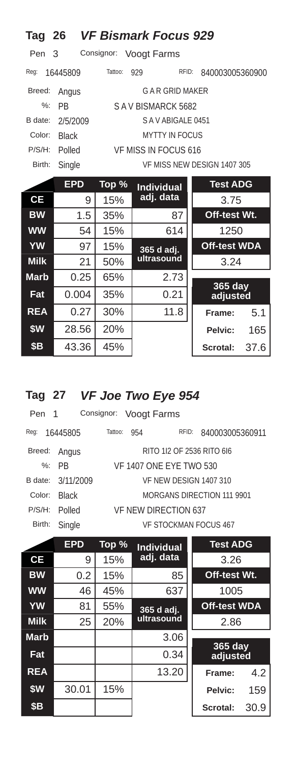## Tag 26 *VF Bismark Focus 929*

Pen 3 Consignor: Voogt Farms

Reg: 16445809 Tattoo: 929 RFID: 840003005360900

| | | |
|---|---|---|
| Breed: | Angus | G A R GRID MAKER |
| %: | PB | S A V BISMARCK 5682 |
| B date: | 2/5/2009 | S A V ABIGALE 0451 |
| Color: | Black | MYTTY IN FOCUS |
| P/S/H: | Polled | VF MISS IN FOCUS 616 |
| Birth: | Single | VF MISS NEW DESIGN 1407 305 |

| | EPD | Top % | Individual adj. data | Test ADG | |
|---|---|---|---|---|---|
| CE | 9 | 15% | | 3.75 | |
| BW | 1.5 | 35% | 87 | Off-test Wt. | |
| WW | 54 | 15% | 614 | 1250 | |
| YW | 97 | 15% | 365 d adj. ultrasound | Off-test WDA | |
| Milk | 21 | 50% | | 3.24 | |
| Marb | 0.25 | 65% | 2.73 | 365 day adjusted | |
| Fat | 0.004 | 35% | 0.21 | | |
| REA | 0.27 | 30% | 11.8 | Frame: | 5.1 |
| $W | 28.56 | 20% | | Pelvic: | 165 |
| $B | 43.36 | 45% | | Scrotal: | 37.6 |

## Tag 27 *VF Joe Two Eye 954*

Pen 1 Consignor: Voogt Farms

Reg: 16445805 Tattoo: 954 RFID: 840003005360911

| | | |
|---|---|---|
| Breed: | Angus | RITO 1I2 OF 2536 RITO 6I6 |
| %: | PB | VF 1407 ONE EYE TWO 530 |
| B date: | 3/11/2009 | VF NEW DESIGN 1407 310 |
| Color: | Black | MORGANS DIRECTION 111 9901 |
| P/S/H: | Polled | VF NEW DIRECTION 637 |
| Birth: | Single | VF STOCKMAN FOCUS 467 |

| | EPD | Top % | Individual adj. data | Test ADG | |
|---|---|---|---|---|---|
| CE | 9 | 15% | | 3.26 | |
| BW | 0.2 | 15% | 85 | Off-test Wt. | |
| WW | 46 | 45% | 637 | 1005 | |
| YW | 81 | 55% | 365 d adj. ultrasound | Off-test WDA | |
| Milk | 25 | 20% | | 2.86 | |
| Marb | | | 3.06 | 365 day adjusted | |
| Fat | | | 0.34 | | |
| REA | | | 13.20 | Frame: | 4.2 |
| $W | 30.01 | 15% | | Pelvic: | 159 |
| $B | | | | Scrotal: | 30.9 |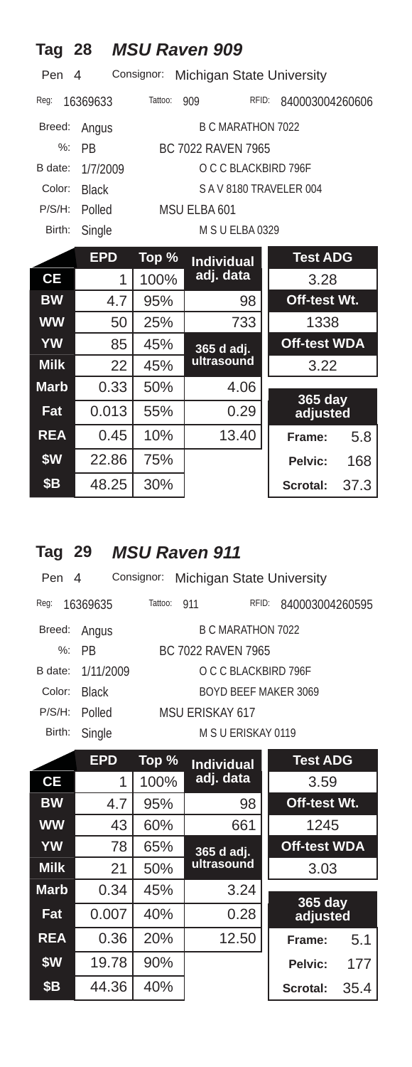## Tag 28 *MSU Raven 909*

Pen 4 Consignor: Michigan State University

Reg: 16369633 Tattoo: 909 RFID: 840003004260606

| | | |
|---|---|---|
| Breed: | Angus | B C MARATHON 7022 |
| %: | PB | BC 7022 RAVEN 7965 |
| B date: | 1/7/2009 | O C C BLACKBIRD 796F |
| Color: | Black | S A V 8180 TRAVELER 004 |
| P/S/H: | Polled | MSU ELBA 601 |
| Birth: | Single | M S U ELBA 0329 |

| | EPD | Top % | Individual adj. data | Test ADG | |
|---|---|---|---|---|---|
| **CE** | 1 | 100% | | 3.28 | |
| **BW** | 4.7 | 95% | 98 | **Off-test Wt.** | |
| **WW** | 50 | 25% | 733 | 1338 | |
| **YW** | 85 | 45% | **365 d adj. ultrasound** | **Off-test WDA** | |
| **Milk** | 22 | 45% | | 3.22 | |
| **Marb** | 0.33 | 50% | 4.06 | **365 day adjusted** | |
| **Fat** | 0.013 | 55% | 0.29 | | |
| **REA** | 0.45 | 10% | 13.40 | **Frame:** | 5.8 |
| **$W** | 22.86 | 75% | | **Pelvic:** | 168 |
| **$B** | 48.25 | 30% | | **Scrotal:** | 37.3 |

## Tag 29 *MSU Raven 911*

Pen 4 Consignor: Michigan State University

Reg: 16369635 Tattoo: 911 RFID: 840003004260595

| | | |
|---|---|---|
| Breed: | Angus | B C MARATHON 7022 |
| %: | PB | BC 7022 RAVEN 7965 |
| B date: | 1/11/2009 | O C C BLACKBIRD 796F |
| Color: | Black | BOYD BEEF MAKER 3069 |
| P/S/H: | Polled | MSU ERISKAY 617 |
| Birth: | Single | M S U ERISKAY 0119 |

| | EPD | Top % | Individual adj. data | Test ADG | |
|---|---|---|---|---|---|
| **CE** | 1 | 100% | | 3.59 | |
| **BW** | 4.7 | 95% | 98 | **Off-test Wt.** | |
| **WW** | 43 | 60% | 661 | 1245 | |
| **YW** | 78 | 65% | **365 d adj. ultrasound** | **Off-test WDA** | |
| **Milk** | 21 | 50% | | 3.03 | |
| **Marb** | 0.34 | 45% | 3.24 | **365 day adjusted** | |
| **Fat** | 0.007 | 40% | 0.28 | | |
| **REA** | 0.36 | 20% | 12.50 | **Frame:** | 5.1 |
| **$W** | 19.78 | 90% | | **Pelvic:** | 177 |
| **$B** | 44.36 | 40% | | **Scrotal:** | 35.4 |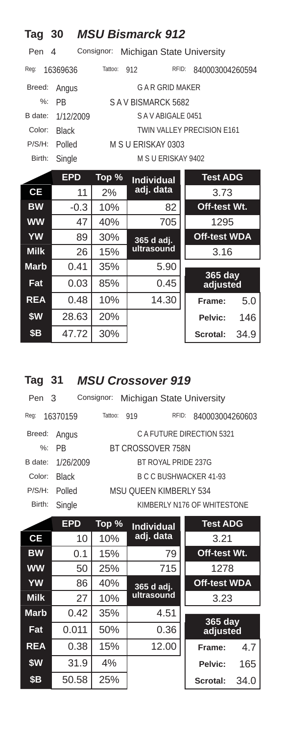## Tag 30 *MSU Bismarck 912*

Pen 4 Consignor: Michigan State University

Reg: 16369636 Tattoo: 912 RFID: 840003004260594

| | | Pedigree |
|---|---|---|
| Breed: | Angus | G A R GRID MAKER |
| %: | PB | S A V BISMARCK 5682 |
| B date: | 1/12/2009 | S A V ABIGALE 0451 |
| Color: | Black | TWIN VALLEY PRECISION E161 |
| P/S/H: | Polled | M S U ERISKAY 0303 |
| Birth: | Single | M S U ERISKAY 9402 |

| | EPD | Top % | Individual adj. data | |
|---|---|---|---|---|
| CE | 11 | 2% | | **Test ADG:** 3.73 |
| BW | -0.3 | 10% | 82 | **Off-test Wt.:** 1295 |
| WW | 47 | 40% | 705 | |
| YW | 89 | 30% | **365 d adj. ultrasound** | **Off-test WDA:** 3.16 |
| Milk | 26 | 15% | | |
| Marb | 0.41 | 35% | 5.90 | **365 day adjusted** |
| Fat | 0.03 | 85% | 0.45 | |
| REA | 0.48 | 10% | 14.30 | Frame: 5.0 |
| $W | 28.63 | 20% | | Pelvic: 146 |
| $B | 47.72 | 30% | | Scrotal: 34.9 |

## Tag 31 *MSU Crossover 919*

Pen 3 Consignor: Michigan State University

Reg: 16370159 Tattoo: 919 RFID: 840003004260603

| | | Pedigree |
|---|---|---|
| Breed: | Angus | C A FUTURE DIRECTION 5321 |
| %: | PB | BT CROSSOVER 758N |
| B date: | 1/26/2009 | BT ROYAL PRIDE 237G |
| Color: | Black | B C C BUSHWACKER 41-93 |
| P/S/H: | Polled | MSU QUEEN KIMBERLY 534 |
| Birth: | Single | KIMBERLY N176 OF WHITESTONE |

| | EPD | Top % | Individual adj. data | |
|---|---|---|---|---|
| CE | 10 | 10% | | **Test ADG:** 3.21 |
| BW | 0.1 | 15% | 79 | **Off-test Wt.:** 1278 |
| WW | 50 | 25% | 715 | |
| YW | 86 | 40% | **365 d adj. ultrasound** | **Off-test WDA:** 3.23 |
| Milk | 27 | 10% | | |
| Marb | 0.42 | 35% | 4.51 | **365 day adjusted** |
| Fat | 0.011 | 50% | 0.36 | |
| REA | 0.38 | 15% | 12.00 | Frame: 4.7 |
| $W | 31.9 | 4% | | Pelvic: 165 |
| $B | 50.58 | 25% | | Scrotal: 34.0 |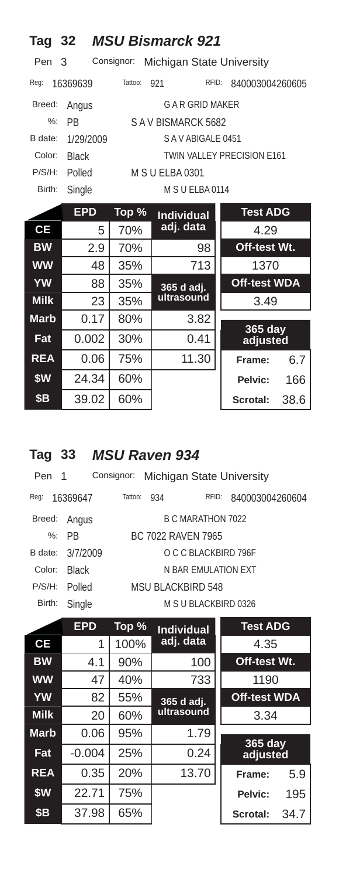## Tag 32 *MSU Bismarck 921*

Pen 3 Consignor: Michigan State University

Reg: 16369639 Tattoo: 921 RFID: 840003004260605

Breed: Angus
%: PB
B date: 1/29/2009
Color: Black
P/S/H: Polled
Birth: Single

G A R GRID MAKER
S A V BISMARCK 5682
S A V ABIGALE 0451
TWIN VALLEY PRECISION E161
M S U ELBA 0301
M S U ELBA 0114

| | EPD | Top % | Individual adj. data | Test ADG | |
|---|---|---|---|---|---|
| CE | 5 | 70% | | 4.29 | |
| BW | 2.9 | 70% | 98 | Off-test Wt. | |
| WW | 48 | 35% | 713 | 1370 | |
| YW | 88 | 35% | 365 d adj. ultrasound | Off-test WDA | |
| Milk | 23 | 35% | | 3.49 | |
| Marb | 0.17 | 80% | 3.82 | 365 day adjusted | |
| Fat | 0.002 | 30% | 0.41 | | |
| REA | 0.06 | 75% | 11.30 | Frame: | 6.7 |
| $W | 24.34 | 60% | | Pelvic: | 166 |
| $B | 39.02 | 60% | | Scrotal: | 38.6 |

## Tag 33 *MSU Raven 934*

Pen 1 Consignor: Michigan State University

Reg: 16369647 Tattoo: 934 RFID: 840003004260604

Breed: Angus
%: PB
B date: 3/7/2009
Color: Black
P/S/H: Polled
Birth: Single

B C MARATHON 7022
BC 7022 RAVEN 7965
O C C BLACKBIRD 796F
N BAR EMULATION EXT
MSU BLACKBIRD 548
M S U BLACKBIRD 0326

| | EPD | Top % | Individual adj. data | Test ADG | |
|---|---|---|---|---|---|
| CE | 1 | 100% | | 4.35 | |
| BW | 4.1 | 90% | 100 | Off-test Wt. | |
| WW | 47 | 40% | 733 | 1190 | |
| YW | 82 | 55% | 365 d adj. ultrasound | Off-test WDA | |
| Milk | 20 | 60% | | 3.34 | |
| Marb | 0.06 | 95% | 1.79 | 365 day adjusted | |
| Fat | -0.004 | 25% | 0.24 | | |
| REA | 0.35 | 20% | 13.70 | Frame: | 5.9 |
| $W | 22.71 | 75% | | Pelvic: | 195 |
| $B | 37.98 | 65% | | Scrotal: | 34.7 |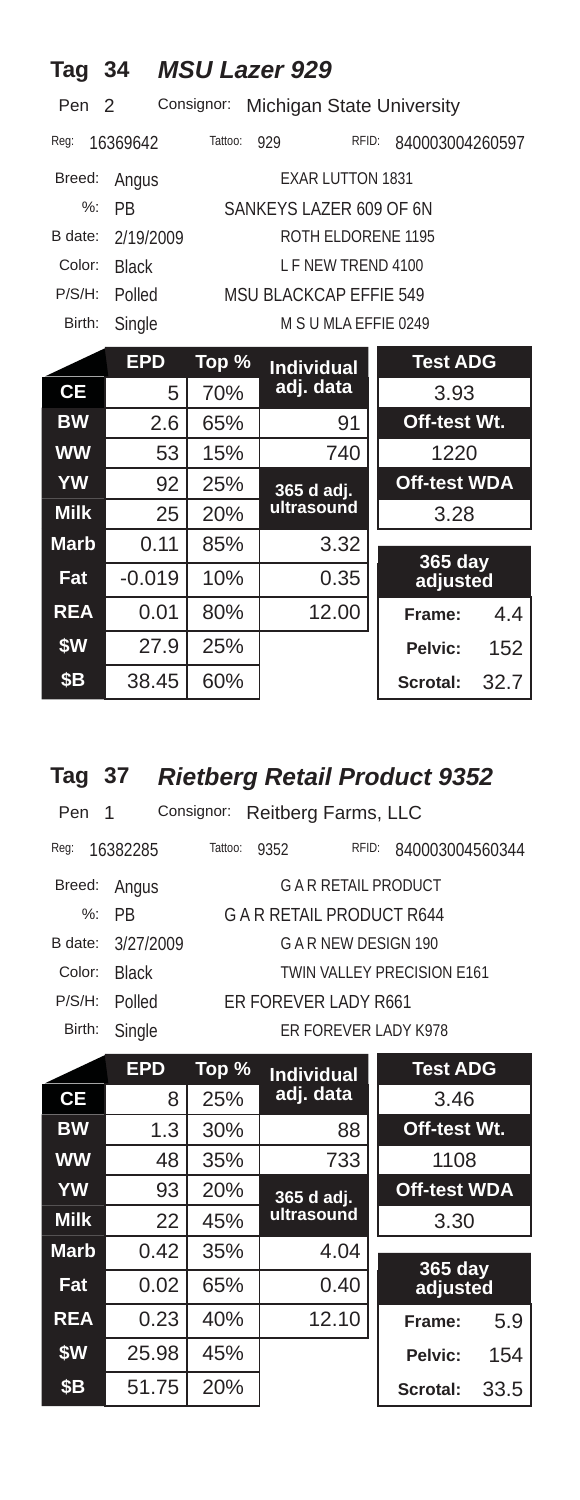## Tag 34 *MSU Lazer 929*

Pen 2 Consignor: Michigan State University

Reg: 16369642 Tattoo: 929 RFID: 840003004260597

| | | Pedigree |
|---|---|---|
| Breed: | Angus | EXAR LUTTON 1831 |
| %: | PB | SANKEYS LAZER 609 OF 6N |
| B date: | 2/19/2009 | ROTH ELDORENE 1195 |
| Color: | Black | L F NEW TREND 4100 |
| P/S/H: | Polled | MSU BLACKCAP EFFIE 549 |
| Birth: | Single | M S U MLA EFFIE 0249 |

| | EPD | Top % | Individual adj. data | Test ADG |
|---|---|---|---|---|
| CE | 5 | 70% | | 3.93 |
| BW | 2.6 | 65% | 91 | Off-test Wt. |
| WW | 53 | 15% | 740 | 1220 |
| YW | 92 | 25% | 365 d adj. ultrasound | Off-test WDA |
| Milk | 25 | 20% | | 3.28 |
| Marb | 0.11 | 85% | 3.32 | 365 day adjusted |
| Fat | -0.019 | 10% | 0.35 | |
| REA | 0.01 | 80% | 12.00 | Frame: 4.4 |
| $W | 27.9 | 25% | | Pelvic: 152 |
| $B | 38.45 | 60% | | Scrotal: 32.7 |

## Tag 37 *Rietberg Retail Product 9352*

Pen 1 Consignor: Reitberg Farms, LLC

Reg: 16382285 Tattoo: 9352 RFID: 840003004560344

| | | Pedigree |
|---|---|---|
| Breed: | Angus | G A R RETAIL PRODUCT |
| %: | PB | G A R RETAIL PRODUCT R644 |
| B date: | 3/27/2009 | G A R NEW DESIGN 190 |
| Color: | Black | TWIN VALLEY PRECISION E161 |
| P/S/H: | Polled | ER FOREVER LADY R661 |
| Birth: | Single | ER FOREVER LADY K978 |

| | EPD | Top % | Individual adj. data | Test ADG |
|---|---|---|---|---|
| CE | 8 | 25% | | 3.46 |
| BW | 1.3 | 30% | 88 | Off-test Wt. |
| WW | 48 | 35% | 733 | 1108 |
| YW | 93 | 20% | 365 d adj. ultrasound | Off-test WDA |
| Milk | 22 | 45% | | 3.30 |
| Marb | 0.42 | 35% | 4.04 | 365 day adjusted |
| Fat | 0.02 | 65% | 0.40 | |
| REA | 0.23 | 40% | 12.10 | Frame: 5.9 |
| $W | 25.98 | 45% | | Pelvic: 154 |
| $B | 51.75 | 20% | | Scrotal: 33.5 |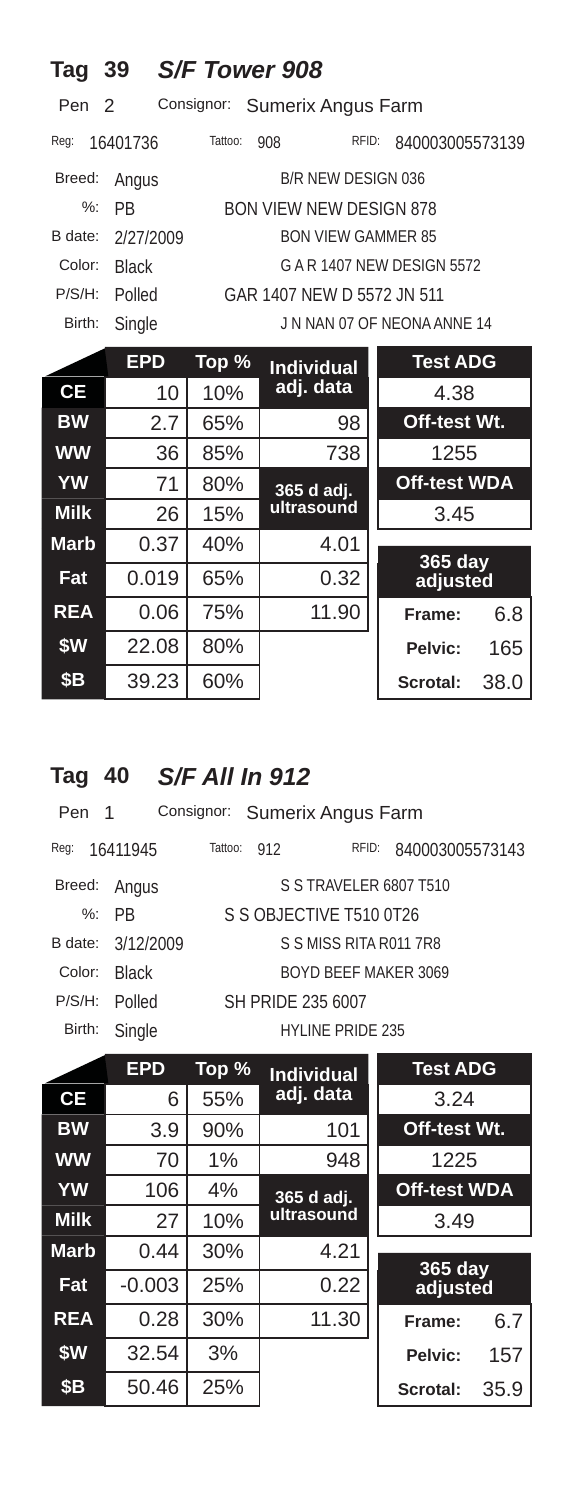## Tag 39 *S/F Tower 908*

Pen 2 Consignor: Sumerix Angus Farm

Reg: 16401736 Tattoo: 908 RFID: 840003005573139

| | | |
|---|---|---|
| Breed: | Angus | B/R NEW DESIGN 036 |
| %: | PB | BON VIEW NEW DESIGN 878 |
| B date: | 2/27/2009 | BON VIEW GAMMER 85 |
| Color: | Black | G A R 1407 NEW DESIGN 5572 |
| P/S/H: | Polled | GAR 1407 NEW D 5572 JN 511 |
| Birth: | Single | J N NAN 07 OF NEONA ANNE 14 |

| | EPD | Top % | Individual adj. data | Test ADG |
|---|---|---|---|---|
| CE | 10 | 10% | | 4.38 |
| BW | 2.7 | 65% | 98 | Off-test Wt. |
| WW | 36 | 85% | 738 | 1255 |
| YW | 71 | 80% | 365 d adj. ultrasound | Off-test WDA |
| Milk | 26 | 15% | | 3.45 |
| Marb | 0.37 | 40% | 4.01 | 365 day adjusted |
| Fat | 0.019 | 65% | 0.32 | |
| REA | 0.06 | 75% | 11.90 | Frame: 6.8 |
| $W | 22.08 | 80% | | Pelvic: 165 |
| $B | 39.23 | 60% | | Scrotal: 38.0 |

## Tag 40 *S/F All In 912*

Pen 1 Consignor: Sumerix Angus Farm

Reg: 16411945 Tattoo: 912 RFID: 840003005573143

| | | |
|---|---|---|
| Breed: | Angus | S S TRAVELER 6807 T510 |
| %: | PB | S S OBJECTIVE T510 0T26 |
| B date: | 3/12/2009 | S S MISS RITA R011 7R8 |
| Color: | Black | BOYD BEEF MAKER 3069 |
| P/S/H: | Polled | SH PRIDE 235 6007 |
| Birth: | Single | HYLINE PRIDE 235 |

| | EPD | Top % | Individual adj. data | Test ADG |
|---|---|---|---|---|
| CE | 6 | 55% | | 3.24 |
| BW | 3.9 | 90% | 101 | Off-test Wt. |
| WW | 70 | 1% | 948 | 1225 |
| YW | 106 | 4% | 365 d adj. ultrasound | Off-test WDA |
| Milk | 27 | 10% | | 3.49 |
| Marb | 0.44 | 30% | 4.21 | 365 day adjusted |
| Fat | -0.003 | 25% | 0.22 | |
| REA | 0.28 | 30% | 11.30 | Frame: 6.7 |
| $W | 32.54 | 3% | | Pelvic: 157 |
| $B | 50.46 | 25% | | Scrotal: 35.9 |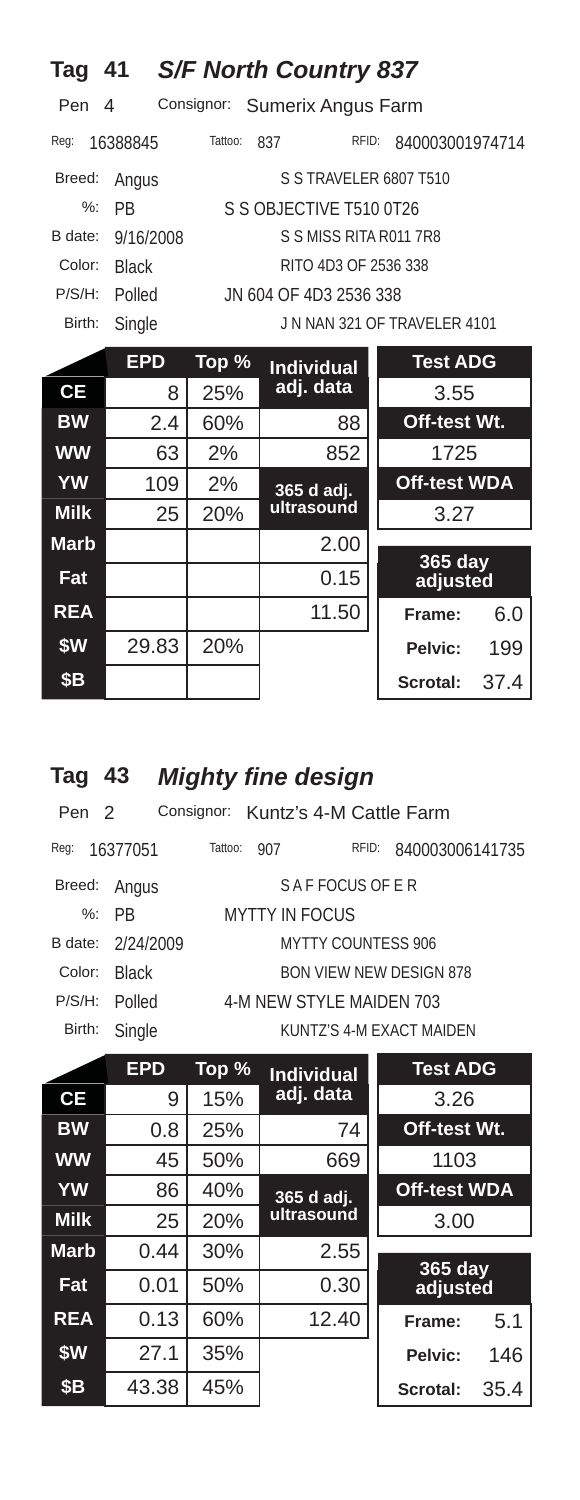## Tag 41 *S/F North Country 837*

Pen 4 Consignor: Sumerix Angus Farm

Reg: 16388845 Tattoo: 837 RFID: 840003001974714

| | | Pedigree |
|---|---|---|
| Breed: | Angus | S S TRAVELER 6807 T510 |
| %: | PB | S S OBJECTIVE T510 0T26 |
| B date: | 9/16/2008 | S S MISS RITA R011 7R8 |
| Color: | Black | RITO 4D3 OF 2536 338 |
| P/S/H: | Polled | JN 604 OF 4D3 2536 338 |
| Birth: | Single | J N NAN 321 OF TRAVELER 4101 |

| | EPD | Top % | Individual adj. data | | |
|---|---|---|---|---|---|
| CE | 8 | 25% | | Test ADG | 3.55 |
| BW | 2.4 | 60% | 88 | Off-test Wt. | 1725 |
| WW | 63 | 2% | 852 | Off-test WDA | 3.27 |
| YW | 109 | 2% | 365 d adj. ultrasound | | |
| Milk | 25 | 20% | | 365 day adjusted | |
| Marb | | | 2.00 | Frame: | 6.0 |
| Fat | | | 0.15 | Pelvic: | 199 |
| REA | | | 11.50 | Scrotal: | 37.4 |
| $W | 29.83 | 20% | | | |
| $B | | | | | |

## Tag 43 *Mighty fine design*

Pen 2 Consignor: Kuntz's 4-M Cattle Farm

Reg: 16377051 Tattoo: 907 RFID: 840003006141735

| | | Pedigree |
|---|---|---|
| Breed: | Angus | S A F FOCUS OF E R |
| %: | PB | MYTTY IN FOCUS |
| B date: | 2/24/2009 | MYTTY COUNTESS 906 |
| Color: | Black | BON VIEW NEW DESIGN 878 |
| P/S/H: | Polled | 4-M NEW STYLE MAIDEN 703 |
| Birth: | Single | KUNTZ'S 4-M EXACT MAIDEN |

| | EPD | Top % | Individual adj. data | | |
|---|---|---|---|---|---|
| CE | 9 | 15% | | Test ADG | 3.26 |
| BW | 0.8 | 25% | 74 | Off-test Wt. | 1103 |
| WW | 45 | 50% | 669 | Off-test WDA | 3.00 |
| YW | 86 | 40% | 365 d adj. ultrasound | | |
| Milk | 25 | 20% | | 365 day adjusted | |
| Marb | 0.44 | 30% | 2.55 | Frame: | 5.1 |
| Fat | 0.01 | 50% | 0.30 | Pelvic: | 146 |
| REA | 0.13 | 60% | 12.40 | Scrotal: | 35.4 |
| $W | 27.1 | 35% | | | |
| $B | 43.38 | 45% | | | |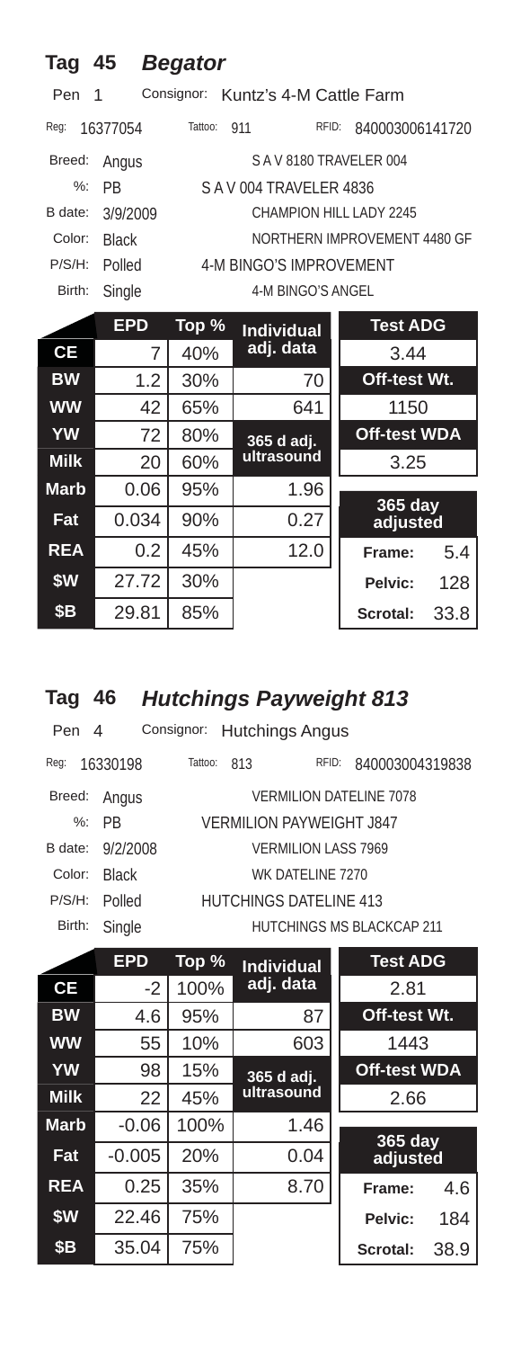## Tag 45 *Begator*

Pen 1 Consignor: Kuntz's 4-M Cattle Farm

Reg: 16377054 Tattoo: 911 RFID: 840003006141720

| | | |
|---|---|---|
| Breed: | Angus | S A V 8180 TRAVELER 004 |
| %: | PB | S A V 004 TRAVELER 4836 |
| B date: | 3/9/2009 | CHAMPION HILL LADY 2245 |
| Color: | Black | NORTHERN IMPROVEMENT 4480 GF |
| P/S/H: | Polled | 4-M BINGO'S IMPROVEMENT |
| Birth: | Single | 4-M BINGO'S ANGEL |

| | EPD | Top % | Individual adj. data | Test ADG | |
|---|---|---|---|---|---|
| CE | 7 | 40% | | 3.44 | |
| BW | 1.2 | 30% | 70 | Off-test Wt. | |
| WW | 42 | 65% | 641 | 1150 | |
| YW | 72 | 80% | 365 d adj. ultrasound | Off-test WDA | |
| Milk | 20 | 60% | | 3.25 | |
| Marb | 0.06 | 95% | 1.96 | 365 day adjusted | |
| Fat | 0.034 | 90% | 0.27 | | |
| REA | 0.2 | 45% | 12.0 | Frame: | 5.4 |
| $W | 27.72 | 30% | | Pelvic: | 128 |
| $B | 29.81 | 85% | | Scrotal: | 33.8 |

## Tag 46 *Hutchings Payweight 813*

Pen 4 Consignor: Hutchings Angus

Reg: 16330198 Tattoo: 813 RFID: 840003004319838

| | | |
|---|---|---|
| Breed: | Angus | VERMILION DATELINE 7078 |
| %: | PB | VERMILION PAYWEIGHT J847 |
| B date: | 9/2/2008 | VERMILION LASS 7969 |
| Color: | Black | WK DATELINE 7270 |
| P/S/H: | Polled | HUTCHINGS DATELINE 413 |
| Birth: | Single | HUTCHINGS MS BLACKCAP 211 |

| | EPD | Top % | Individual adj. data | Test ADG | |
|---|---|---|---|---|---|
| CE | -2 | 100% | | 2.81 | |
| BW | 4.6 | 95% | 87 | Off-test Wt. | |
| WW | 55 | 10% | 603 | 1443 | |
| YW | 98 | 15% | 365 d adj. ultrasound | Off-test WDA | |
| Milk | 22 | 45% | | 2.66 | |
| Marb | -0.06 | 100% | 1.46 | 365 day adjusted | |
| Fat | -0.005 | 20% | 0.04 | | |
| REA | 0.25 | 35% | 8.70 | Frame: | 4.6 |
| $W | 22.46 | 75% | | Pelvic: | 184 |
| $B | 35.04 | 75% | | Scrotal: | 38.9 |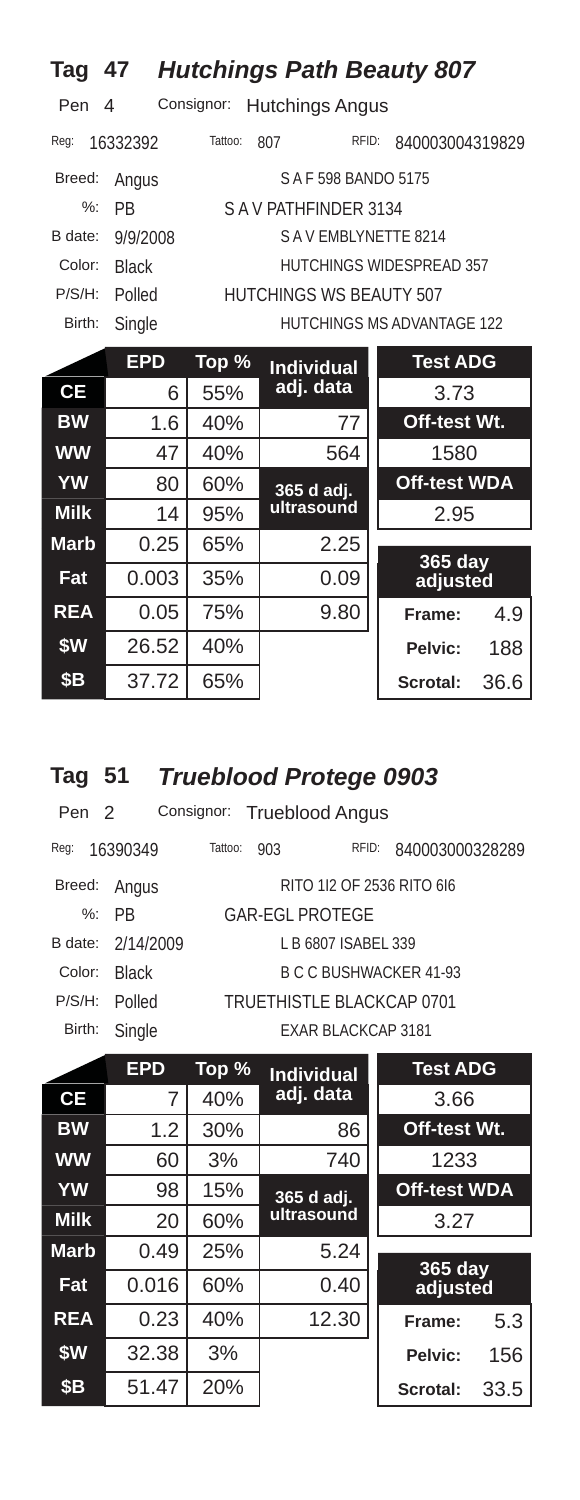## Tag 47 *Hutchings Path Beauty 807*

Pen 4 Consignor: Hutchings Angus

Reg: 16332392 Tattoo: 807 RFID: 840003004319829

| | | |
|---|---|---|
| Breed: | Angus | S A F 598 BANDO 5175 |
| %: | PB | S A V PATHFINDER 3134 |
| B date: | 9/9/2008 | S A V EMBLYNETTE 8214 |
| Color: | Black | HUTCHINGS WIDESPREAD 357 |
| P/S/H: | Polled | HUTCHINGS WS BEAUTY 507 |
| Birth: | Single | HUTCHINGS MS ADVANTAGE 122 |

| | EPD | Top % | Individual adj. data | Test ADG | |
|---|---|---|---|---|---|
| **CE** | 6 | 55% | | 3.73 | |
| **BW** | 1.6 | 40% | 77 | **Off-test Wt.** | |
| **WW** | 47 | 40% | 564 | 1580 | |
| **YW** | 80 | 60% | **365 d adj. ultrasound** | **Off-test WDA** | |
| **Milk** | 14 | 95% | | 2.95 | |
| **Marb** | 0.25 | 65% | 2.25 | **365 day adjusted** | |
| **Fat** | 0.003 | 35% | 0.09 | | |
| **REA** | 0.05 | 75% | 9.80 | **Frame:** | 4.9 |
| **$W** | 26.52 | 40% | | **Pelvic:** | 188 |
| **$B** | 37.72 | 65% | | **Scrotal:** | 36.6 |

## Tag 51 *Trueblood Protege 0903*

Pen 2 Consignor: Trueblood Angus

Reg: 16390349 Tattoo: 903 RFID: 840003000328289

| | | |
|---|---|---|
| Breed: | Angus | RITO 1I2 OF 2536 RITO 6I6 |
| %: | PB | GAR-EGL PROTEGE |
| B date: | 2/14/2009 | L B 6807 ISABEL 339 |
| Color: | Black | B C C BUSHWACKER 41-93 |
| P/S/H: | Polled | TRUETHISTLE BLACKCAP 0701 |
| Birth: | Single | EXAR BLACKCAP 3181 |

| | EPD | Top % | Individual adj. data | Test ADG | |
|---|---|---|---|---|---|
| **CE** | 7 | 40% | | 3.66 | |
| **BW** | 1.2 | 30% | 86 | **Off-test Wt.** | |
| **WW** | 60 | 3% | 740 | 1233 | |
| **YW** | 98 | 15% | **365 d adj. ultrasound** | **Off-test WDA** | |
| **Milk** | 20 | 60% | | 3.27 | |
| **Marb** | 0.49 | 25% | 5.24 | **365 day adjusted** | |
| **Fat** | 0.016 | 60% | 0.40 | | |
| **REA** | 0.23 | 40% | 12.30 | **Frame:** | 5.3 |
| **$W** | 32.38 | 3% | | **Pelvic:** | 156 |
| **$B** | 51.47 | 20% | | **Scrotal:** | 33.5 |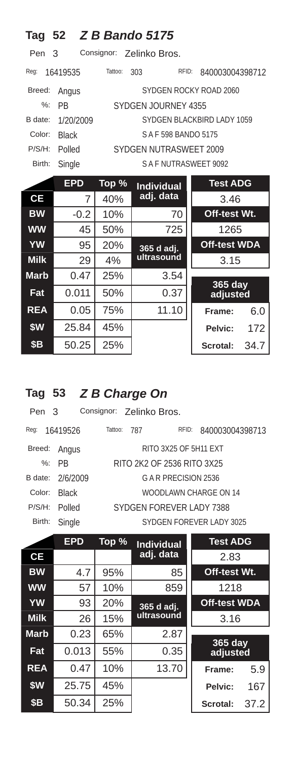## Tag 52 *Z B Bando 5175*

Pen 3 Consignor: Zelinko Bros.

Reg: 16419535 Tattoo: 303 RFID: 840003004398712

| | | |
|---|---|---|
| Breed: | Angus | SYDGEN ROCKY ROAD 2060 |
| %: | PB | SYDGEN JOURNEY 4355 |
| B date: | 1/20/2009 | SYDGEN BLACKBIRD LADY 1059 |
| Color: | Black | S A F 598 BANDO 5175 |
| P/S/H: | Polled | SYDGEN NUTRASWEET 2009 |
| Birth: | Single | S A F NUTRASWEET 9092 |

| | EPD | Top % | Individual adj. data | Test ADG | |
|---|---|---|---|---|---|
| CE | 7 | 40% | | 3.46 | |
| BW | -0.2 | 10% | 70 | Off-test Wt. | |
| WW | 45 | 50% | 725 | 1265 | |
| YW | 95 | 20% | 365 d adj. ultrasound | Off-test WDA | |
| Milk | 29 | 4% | | 3.15 | |
| Marb | 0.47 | 25% | 3.54 | 365 day adjusted | |
| Fat | 0.011 | 50% | 0.37 | | |
| REA | 0.05 | 75% | 11.10 | Frame: | 6.0 |
| $W | 25.84 | 45% | | Pelvic: | 172 |
| $B | 50.25 | 25% | | Scrotal: | 34.7 |

## Tag 53 *Z B Charge On*

Pen 3 Consignor: Zelinko Bros.

Reg: 16419526 Tattoo: 787 RFID: 840003004398713

| | | |
|---|---|---|
| Breed: | Angus | RITO 3X25 OF 5H11 EXT |
| %: | PB | RITO 2K2 OF 2536 RITO 3X25 |
| B date: | 2/6/2009 | G A R PRECISION 2536 |
| Color: | Black | WOODLAWN CHARGE ON 14 |
| P/S/H: | Polled | SYDGEN FOREVER LADY 7388 |
| Birth: | Single | SYDGEN FOREVER LADY 3025 |

| | EPD | Top % | Individual adj. data | Test ADG | |
|---|---|---|---|---|---|
| CE | | | | 2.83 | |
| BW | 4.7 | 95% | 85 | Off-test Wt. | |
| WW | 57 | 10% | 859 | 1218 | |
| YW | 93 | 20% | 365 d adj. ultrasound | Off-test WDA | |
| Milk | 26 | 15% | | 3.16 | |
| Marb | 0.23 | 65% | 2.87 | 365 day adjusted | |
| Fat | 0.013 | 55% | 0.35 | | |
| REA | 0.47 | 10% | 13.70 | Frame: | 5.9 |
| $W | 25.75 | 45% | | Pelvic: | 167 |
| $B | 50.34 | 25% | | Scrotal: | 37.2 |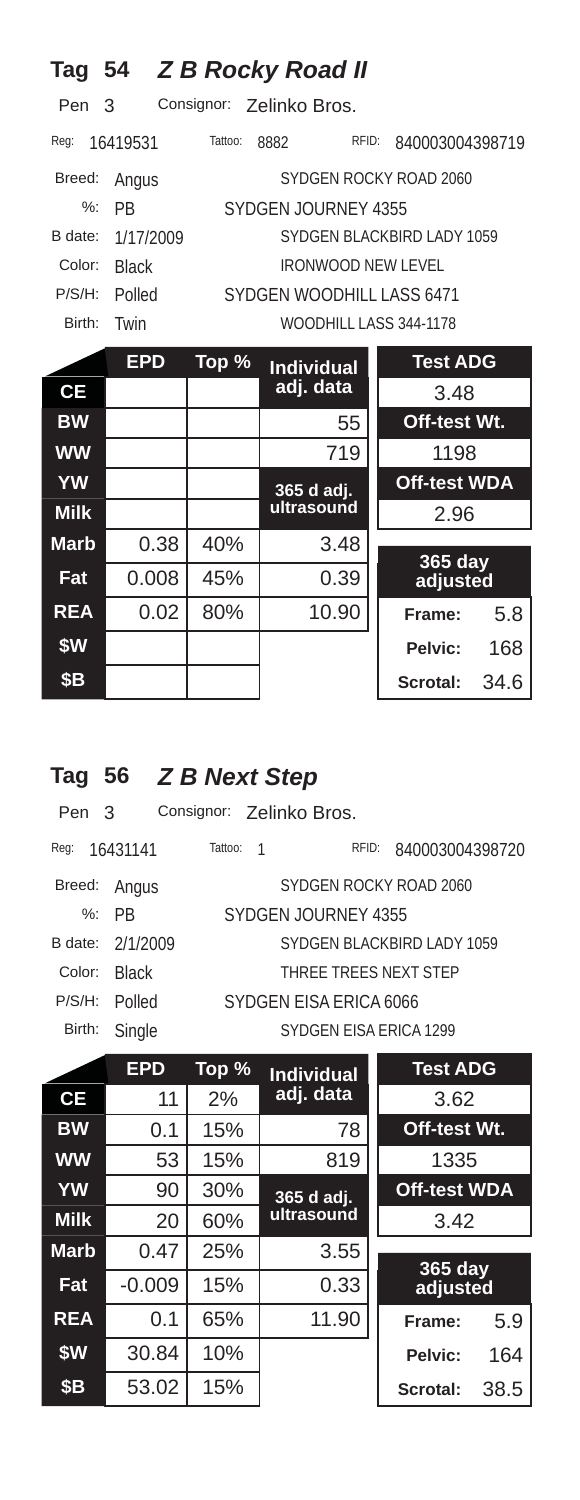## Tag 54 *Z B Rocky Road II*

Pen 3 Consignor: Zelinko Bros.

Reg: 16419531 Tattoo: 8882 RFID: 840003004398719

| | | |
|---|---|---|
| Breed: | Angus | SYDGEN ROCKY ROAD 2060 |
| %: | PB | SYDGEN JOURNEY 4355 |
| B date: | 1/17/2009 | SYDGEN BLACKBIRD LADY 1059 |
| Color: | Black | IRONWOOD NEW LEVEL |
| P/S/H: | Polled | SYDGEN WOODHILL LASS 6471 |
| Birth: | Twin | WOODHILL LASS 344-1178 |

| | EPD | Top % | Individual adj. data | Test ADG | |
|---|---|---|---|---|---|
| CE | | | | 3.48 | |
| BW | | | 55 | Off-test Wt. | |
| WW | | | 719 | 1198 | |
| YW | | | 365 d adj. ultrasound | Off-test WDA | |
| Milk | | | | 2.96 | |
| Marb | 0.38 | 40% | 3.48 | 365 day adjusted | |
| Fat | 0.008 | 45% | 0.39 | | |
| REA | 0.02 | 80% | 10.90 | Frame: | 5.8 |
| $W | | | | Pelvic: | 168 |
| $B | | | | Scrotal: | 34.6 |

## Tag 56 *Z B Next Step*

Pen 3 Consignor: Zelinko Bros.

Reg: 16431141 Tattoo: 1 RFID: 840003004398720

| | | |
|---|---|---|
| Breed: | Angus | SYDGEN ROCKY ROAD 2060 |
| %: | PB | SYDGEN JOURNEY 4355 |
| B date: | 2/1/2009 | SYDGEN BLACKBIRD LADY 1059 |
| Color: | Black | THREE TREES NEXT STEP |
| P/S/H: | Polled | SYDGEN EISA ERICA 6066 |
| Birth: | Single | SYDGEN EISA ERICA 1299 |

| | EPD | Top % | Individual adj. data | Test ADG | |
|---|---|---|---|---|---|
| CE | 11 | 2% | | 3.62 | |
| BW | 0.1 | 15% | 78 | Off-test Wt. | |
| WW | 53 | 15% | 819 | 1335 | |
| YW | 90 | 30% | 365 d adj. ultrasound | Off-test WDA | |
| Milk | 20 | 60% | | 3.42 | |
| Marb | 0.47 | 25% | 3.55 | 365 day adjusted | |
| Fat | -0.009 | 15% | 0.33 | | |
| REA | 0.1 | 65% | 11.90 | Frame: | 5.9 |
| $W | 30.84 | 10% | | Pelvic: | 164 |
| $B | 53.02 | 15% | | Scrotal: | 38.5 |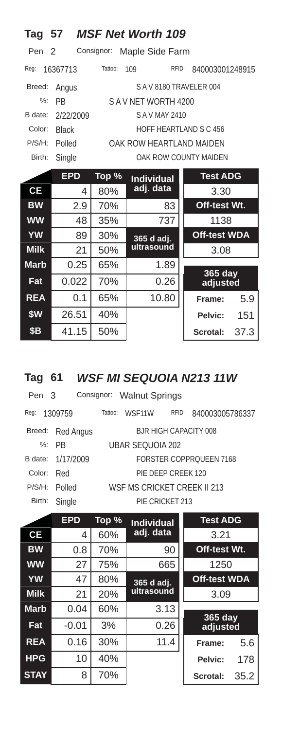## Tag 57 *MSF Net Worth 109*

Pen 2 Consignor: Maple Side Farm

Reg: 16367713 Tattoo: 109 RFID: 840003001248915

| | | |
|---|---|---|
| Breed: | Angus | S A V 8180 TRAVELER 004 |
| %: | PB | S A V NET WORTH 4200 |
| B date: | 2/22/2009 | S A V MAY 2410 |
| Color: | Black | HOFF HEARTLAND S C 456 |
| P/S/H: | Polled | OAK ROW HEARTLAND MAIDEN |
| Birth: | Single | OAK ROW COUNTY MAIDEN |

| | EPD | Top % | Individual adj. data | Test ADG | |
|---|---|---|---|---|---|
| CE | 4 | 80% | | 3.30 | |
| BW | 2.9 | 70% | 83 | Off-test Wt. | |
| WW | 48 | 35% | 737 | 1138 | |
| YW | 89 | 30% | 365 d adj. ultrasound | Off-test WDA | |
| Milk | 21 | 50% | | 3.08 | |
| Marb | 0.25 | 65% | 1.89 | 365 day adjusted | |
| Fat | 0.022 | 70% | 0.26 | | |
| REA | 0.1 | 65% | 10.80 | Frame: | 5.9 |
| $W | 26.51 | 40% | | Pelvic: | 151 |
| $B | 41.15 | 50% | | Scrotal: | 37.3 |

## Tag 61 *WSF MI SEQUOIA N213 11W*

Pen 3 Consignor: Walnut Springs

Reg: 1309759 Tattoo: WSF11W RFID: 840003005786337

| | | |
|---|---|---|
| Breed: | Red Angus | BJR HIGH CAPACITY 008 |
| %: | PB | UBAR SEQUOIA 202 |
| B date: | 1/17/2009 | FORSTER COPPRQUEEN 7168 |
| Color: | Red | PIE DEEP CREEK 120 |
| P/S/H: | Polled | WSF MS CRICKET CREEK II 213 |
| Birth: | Single | PIE CRICKET 213 |

| | EPD | Top % | Individual adj. data | Test ADG | |
|---|---|---|---|---|---|
| CE | 4 | 60% | | 3.21 | |
| BW | 0.8 | 70% | 90 | Off-test Wt. | |
| WW | 27 | 75% | 665 | 1250 | |
| YW | 47 | 80% | 365 d adj. ultrasound | Off-test WDA | |
| Milk | 21 | 20% | | 3.09 | |
| Marb | 0.04 | 60% | 3.13 | 365 day adjusted | |
| Fat | -0.01 | 3% | 0.26 | | |
| REA | 0.16 | 30% | 11.4 | Frame: | 5.6 |
| HPG | 10 | 40% | | Pelvic: | 178 |
| STAY | 8 | 70% | | Scrotal: | 35.2 |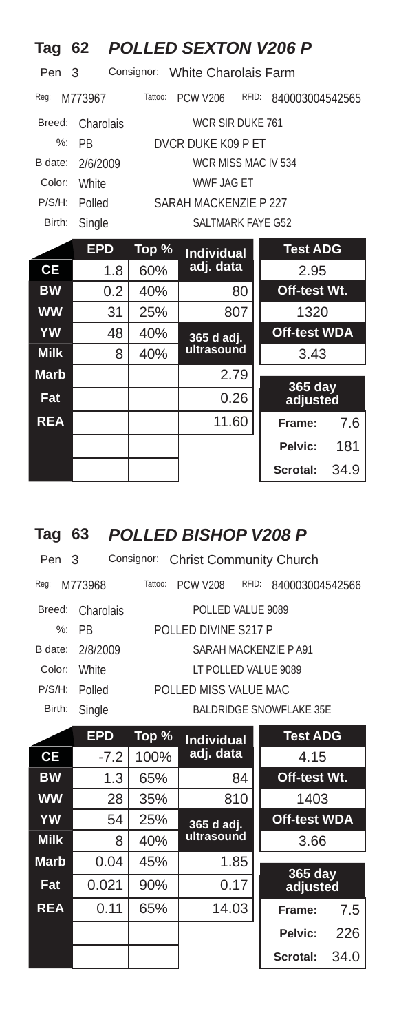## Tag 62 *POLLED SEXTON V206 P*

Pen 3 Consignor: White Charolais Farm

Reg: M773967 Tattoo: PCW V206 RFID: 840003004542565

| | | |
|---|---|---|
| Breed: | Charolais | WCR SIR DUKE 761 |
| %: | PB | DVCR DUKE K09 P ET |
| B date: | 2/6/2009 | WCR MISS MAC IV 534 |
| Color: | White | WWF JAG ET |
| P/S/H: | Polled | SARAH MACKENZIE P 227 |
| Birth: | Single | SALTMARK FAYE G52 |

| | EPD | Top % | Individual adj. data | Test ADG |
|---|---|---|---|---|
| CE | 1.8 | 60% | | 2.95 |
| BW | 0.2 | 40% | 80 | Off-test Wt. |
| WW | 31 | 25% | 807 | 1320 |
| YW | 48 | 40% | 365 d adj. ultrasound | Off-test WDA |
| Milk | 8 | 40% | | 3.43 |
| Marb | | | 2.79 | 365 day adjusted |
| Fat | | | 0.26 | |
| REA | | | 11.60 | Frame: 7.6 |
| | | | | Pelvic: 181 |
| | | | | Scrotal: 34.9 |

## Tag 63 *POLLED BISHOP V208 P*

Pen 3 Consignor: Christ Community Church

Reg: M773968 Tattoo: PCW V208 RFID: 840003004542566

| | | |
|---|---|---|
| Breed: | Charolais | POLLED VALUE 9089 |
| %: | PB | POLLED DIVINE S217 P |
| B date: | 2/8/2009 | SARAH MACKENZIE P A91 |
| Color: | White | LT POLLED VALUE 9089 |
| P/S/H: | Polled | POLLED MISS VALUE MAC |
| Birth: | Single | BALDRIDGE SNOWFLAKE 35E |

| | EPD | Top % | Individual adj. data | Test ADG |
|---|---|---|---|---|
| CE | -7.2 | 100% | | 4.15 |
| BW | 1.3 | 65% | 84 | Off-test Wt. |
| WW | 28 | 35% | 810 | 1403 |
| YW | 54 | 25% | 365 d adj. ultrasound | Off-test WDA |
| Milk | 8 | 40% | | 3.66 |
| Marb | 0.04 | 45% | 1.85 | 365 day adjusted |
| Fat | 0.021 | 90% | 0.17 | |
| REA | 0.11 | 65% | 14.03 | Frame: 7.5 |
| | | | | Pelvic: 226 |
| | | | | Scrotal: 34.0 |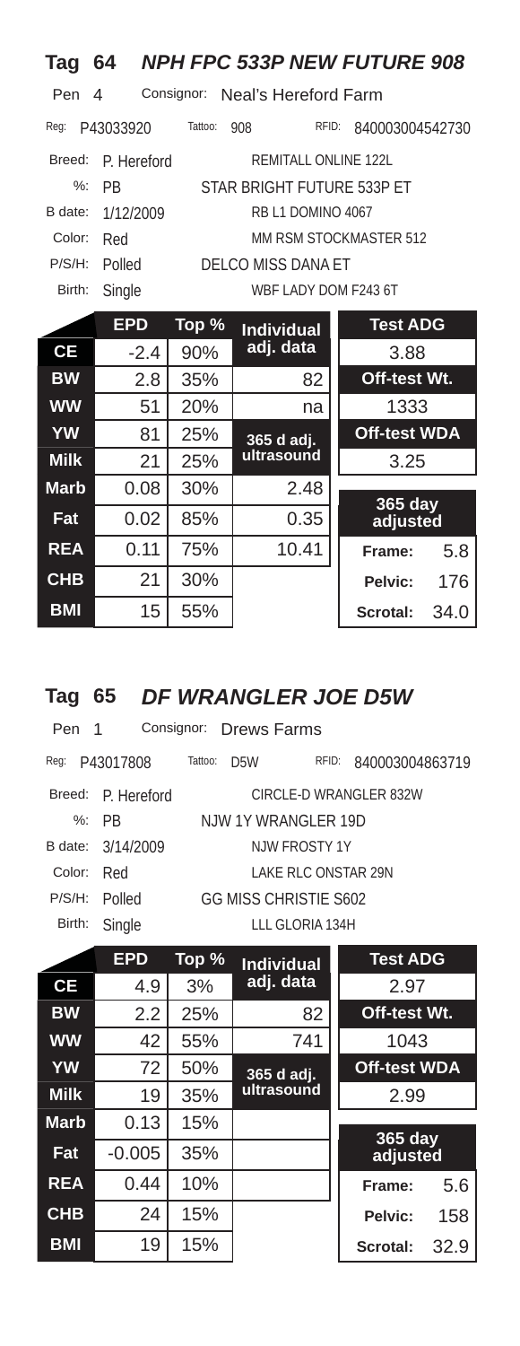## Tag 64 *NPH FPC 533P NEW FUTURE 908*

Pen 4 Consignor: Neal's Hereford Farm

Reg: P43033920 Tattoo: 908 RFID: 840003004542730

| | | |
|---|---|---|
| Breed: | P. Hereford | REMITALL ONLINE 122L |
| %: | PB | STAR BRIGHT FUTURE 533P ET |
| B date: | 1/12/2009 | RB L1 DOMINO 4067 |
| Color: | Red | MM RSM STOCKMASTER 512 |
| P/S/H: | Polled | DELCO MISS DANA ET |
| Birth: | Single | WBF LADY DOM F243 6T |

| | EPD | Top % | Individual adj. data | Test ADG | |
|---|---|---|---|---|---|
| CE | -2.4 | 90% | | 3.88 | |
| BW | 2.8 | 35% | 82 | Off-test Wt. | |
| WW | 51 | 20% | na | 1333 | |
| YW | 81 | 25% | 365 d adj. ultrasound | Off-test WDA | |
| Milk | 21 | 25% | | 3.25 | |
| Marb | 0.08 | 30% | 2.48 | 365 day adjusted | |
| Fat | 0.02 | 85% | 0.35 | | |
| REA | 0.11 | 75% | 10.41 | Frame: | 5.8 |
| CHB | 21 | 30% | | Pelvic: | 176 |
| BMI | 15 | 55% | | Scrotal: | 34.0 |

## Tag 65 *DF WRANGLER JOE D5W*

Pen 1 Consignor: Drews Farms

Reg: P43017808 Tattoo: D5W RFID: 840003004863719

| | | |
|---|---|---|
| Breed: | P. Hereford | CIRCLE-D WRANGLER 832W |
| %: | PB | NJW 1Y WRANGLER 19D |
| B date: | 3/14/2009 | NJW FROSTY 1Y |
| Color: | Red | LAKE RLC ONSTAR 29N |
| P/S/H: | Polled | GG MISS CHRISTIE S602 |
| Birth: | Single | LLL GLORIA 134H |

| | EPD | Top % | Individual adj. data | Test ADG | |
|---|---|---|---|---|---|
| CE | 4.9 | 3% | | 2.97 | |
| BW | 2.2 | 25% | 82 | Off-test Wt. | |
| WW | 42 | 55% | 741 | 1043 | |
| YW | 72 | 50% | 365 d adj. ultrasound | Off-test WDA | |
| Milk | 19 | 35% | | 2.99 | |
| Marb | 0.13 | 15% | | 365 day adjusted | |
| Fat | -0.005 | 35% | | | |
| REA | 0.44 | 10% | | Frame: | 5.6 |
| CHB | 24 | 15% | | Pelvic: | 158 |
| BMI | 19 | 15% | | Scrotal: | 32.9 |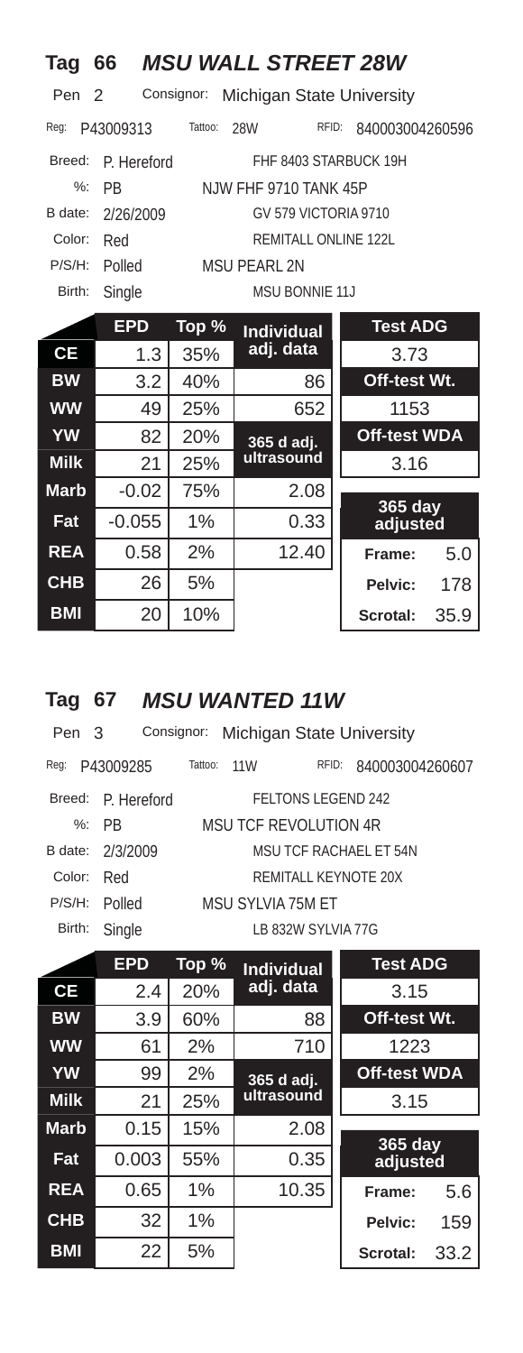## Tag 66 *MSU WALL STREET 28W*

Pen 2 Consignor: Michigan State University

Reg: P43009313 Tattoo: 28W RFID: 840003004260596

| | | |
|---|---|---|
| Breed: | P. Hereford | FHF 8403 STARBUCK 19H |
| %: | PB | NJW FHF 9710 TANK 45P |
| B date: | 2/26/2009 | GV 579 VICTORIA 9710 |
| Color: | Red | REMITALL ONLINE 122L |
| P/S/H: | Polled | MSU PEARL 2N |
| Birth: | Single | MSU BONNIE 11J |

| | EPD | Top % | Individual adj. data | | |
|---|---|---|---|---|---|
| CE | 1.3 | 35% | | **Test ADG** | |
| | | | | 3.73 | |
| BW | 3.2 | 40% | 86 | **Off-test Wt.** | |
| WW | 49 | 25% | 652 | 1153 | |
| YW | 82 | 20% | **365 d adj. ultrasound** | **Off-test WDA** | |
| Milk | 21 | 25% | | 3.16 | |
| Marb | -0.02 | 75% | 2.08 | **365 day adjusted** | |
| Fat | -0.055 | 1% | 0.33 | | |
| REA | 0.58 | 2% | 12.40 | Frame: | 5.0 |
| CHB | 26 | 5% | | Pelvic: | 178 |
| BMI | 20 | 10% | | Scrotal: | 35.9 |

## Tag 67 *MSU WANTED 11W*

Pen 3 Consignor: Michigan State University

Reg: P43009285 Tattoo: 11W RFID: 840003004260607

| | | |
|---|---|---|
| Breed: | P. Hereford | FELTONS LEGEND 242 |
| %: | PB | MSU TCF REVOLUTION 4R |
| B date: | 2/3/2009 | MSU TCF RACHAEL ET 54N |
| Color: | Red | REMITALL KEYNOTE 20X |
| P/S/H: | Polled | MSU SYLVIA 75M ET |
| Birth: | Single | LB 832W SYLVIA 77G |

| | EPD | Top % | Individual adj. data | | |
|---|---|---|---|---|---|
| CE | 2.4 | 20% | | **Test ADG** | |
| | | | | 3.15 | |
| BW | 3.9 | 60% | 88 | **Off-test Wt.** | |
| WW | 61 | 2% | 710 | 1223 | |
| YW | 99 | 2% | **365 d adj. ultrasound** | **Off-test WDA** | |
| Milk | 21 | 25% | | 3.15 | |
| Marb | 0.15 | 15% | 2.08 | **365 day adjusted** | |
| Fat | 0.003 | 55% | 0.35 | | |
| REA | 0.65 | 1% | 10.35 | Frame: | 5.6 |
| CHB | 32 | 1% | | Pelvic: | 159 |
| BMI | 22 | 5% | | Scrotal: | 33.2 |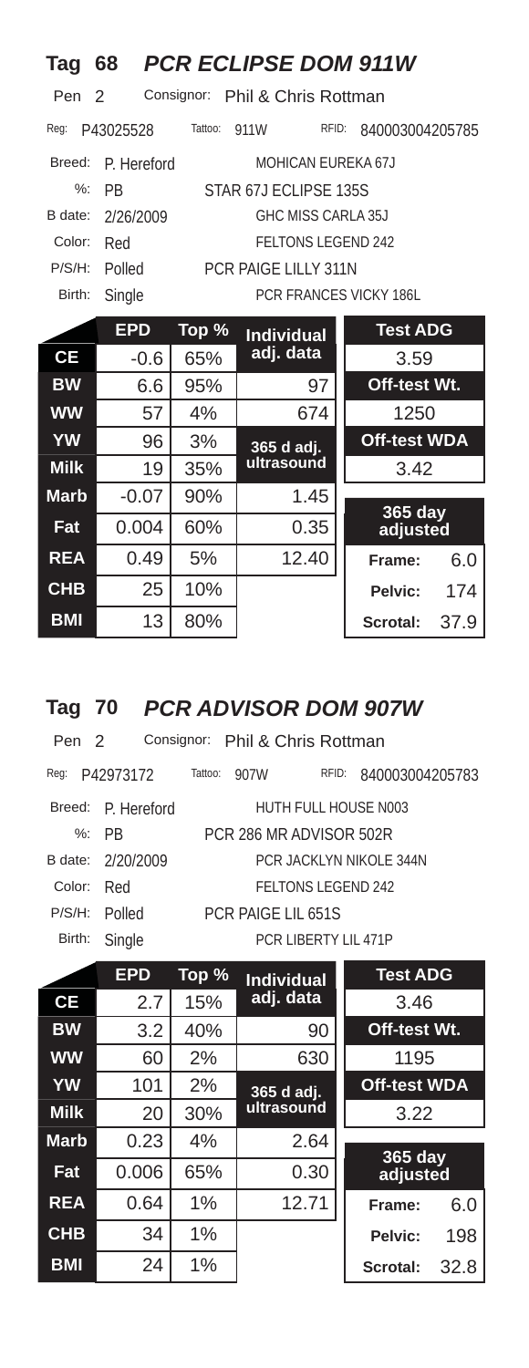## Tag 68 *PCR ECLIPSE DOM 911W*

Pen 2 Consignor: Phil & Chris Rottman

Reg: P43025528 Tattoo: 911W RFID: 840003004205785

| | | Pedigree |
|---|---|---|
| Breed: | P. Hereford | MOHICAN EUREKA 67J |
| %: | PB | STAR 67J ECLIPSE 135S |
| B date: | 2/26/2009 | GHC MISS CARLA 35J |
| Color: | Red | FELTONS LEGEND 242 |
| P/S/H: | Polled | PCR PAIGE LILLY 311N |
| Birth: | Single | PCR FRANCES VICKY 186L |

| | EPD | Top % | Individual adj. data | |
|---|---|---|---|---|
| CE | -0.6 | 65% | | **Test ADG** 3.59 |
| BW | 6.6 | 95% | 97 | **Off-test Wt.** 1250 |
| WW | 57 | 4% | 674 | |
| YW | 96 | 3% | **365 d adj. ultrasound** | **Off-test WDA** 3.42 |
| Milk | 19 | 35% | | |
| Marb | -0.07 | 90% | 1.45 | **365 day adjusted** |
| Fat | 0.004 | 60% | 0.35 | |
| REA | 0.49 | 5% | 12.40 | Frame: 6.0 |
| CHB | 25 | 10% | | Pelvic: 174 |
| BMI | 13 | 80% | | Scrotal: 37.9 |

## Tag 70 *PCR ADVISOR DOM 907W*

Pen 2 Consignor: Phil & Chris Rottman

Reg: P42973172 Tattoo: 907W RFID: 840003004205783

| | | Pedigree |
|---|---|---|
| Breed: | P. Hereford | HUTH FULL HOUSE N003 |
| %: | PB | PCR 286 MR ADVISOR 502R |
| B date: | 2/20/2009 | PCR JACKLYN NIKOLE 344N |
| Color: | Red | FELTONS LEGEND 242 |
| P/S/H: | Polled | PCR PAIGE LIL 651S |
| Birth: | Single | PCR LIBERTY LIL 471P |

| | EPD | Top % | Individual adj. data | |
|---|---|---|---|---|
| CE | 2.7 | 15% | | **Test ADG** 3.46 |
| BW | 3.2 | 40% | 90 | **Off-test Wt.** 1195 |
| WW | 60 | 2% | 630 | |
| YW | 101 | 2% | **365 d adj. ultrasound** | **Off-test WDA** 3.22 |
| Milk | 20 | 30% | | |
| Marb | 0.23 | 4% | 2.64 | **365 day adjusted** |
| Fat | 0.006 | 65% | 0.30 | |
| REA | 0.64 | 1% | 12.71 | Frame: 6.0 |
| CHB | 34 | 1% | | Pelvic: 198 |
| BMI | 24 | 1% | | Scrotal: 32.8 |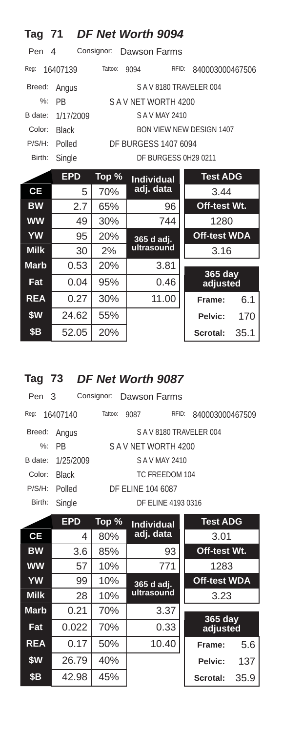## Tag 71 *DF Net Worth 9094*

Pen 4 Consignor: Dawson Farms

Reg: 16407139 Tattoo: 9094 RFID: 840003000467506

| | | |
|---|---|---|
| Breed: | Angus | S A V 8180 TRAVELER 004 |
| %: | PB | S A V NET WORTH 4200 |
| B date: | 1/17/2009 | S A V MAY 2410 |
| Color: | Black | BON VIEW NEW DESIGN 1407 |
| P/S/H: | Polled | DF BURGESS 1407 6094 |
| Birth: | Single | DF BURGESS 0H29 0211 |

| | EPD | Top % | Individual adj. data | Test ADG |
|---|---|---|---|---|
| **CE** | 5 | 70% | | 3.44 |
| **BW** | 2.7 | 65% | 96 | **Off-test Wt.** |
| **WW** | 49 | 30% | 744 | 1280 |
| **YW** | 95 | 20% | **365 d adj. ultrasound** | **Off-test WDA** |
| **Milk** | 30 | 2% | | 3.16 |
| **Marb** | 0.53 | 20% | 3.81 | **365 day adjusted** |
| **Fat** | 0.04 | 95% | 0.46 | |
| **REA** | 0.27 | 30% | 11.00 | **Frame:** 6.1 |
| **$W** | 24.62 | 55% | | **Pelvic:** 170 |
| **$B** | 52.05 | 20% | | **Scrotal:** 35.1 |

## Tag 73 *DF Net Worth 9087*

Pen 3 Consignor: Dawson Farms

Reg: 16407140 Tattoo: 9087 RFID: 840003000467509

| | | |
|---|---|---|
| Breed: | Angus | S A V 8180 TRAVELER 004 |
| %: | PB | S A V NET WORTH 4200 |
| B date: | 1/25/2009 | S A V MAY 2410 |
| Color: | Black | TC FREEDOM 104 |
| P/S/H: | Polled | DF ELINE 104 6087 |
| Birth: | Single | DF ELINE 4193 0316 |

| | EPD | Top % | Individual adj. data | Test ADG |
|---|---|---|---|---|
| **CE** | 4 | 80% | | 3.01 |
| **BW** | 3.6 | 85% | 93 | **Off-test Wt.** |
| **WW** | 57 | 10% | 771 | 1283 |
| **YW** | 99 | 10% | **365 d adj. ultrasound** | **Off-test WDA** |
| **Milk** | 28 | 10% | | 3.23 |
| **Marb** | 0.21 | 70% | 3.37 | **365 day adjusted** |
| **Fat** | 0.022 | 70% | 0.33 | |
| **REA** | 0.17 | 50% | 10.40 | **Frame:** 5.6 |
| **$W** | 26.79 | 40% | | **Pelvic:** 137 |
| **$B** | 42.98 | 45% | | **Scrotal:** 35.9 |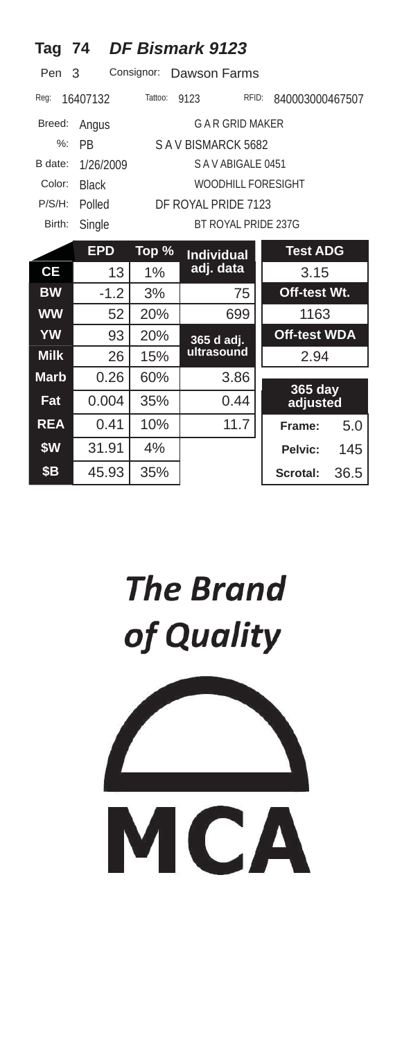## Tag 74 *DF Bismark 9123*

Pen 3 Consignor: Dawson Farms

Reg: 16407132 Tattoo: 9123 RFID: 840003000467507

| | | |
|---|---|---|
| Breed: | Angus | G A R GRID MAKER |
| %: | PB | S A V BISMARCK 5682 |
| B date: | 1/26/2009 | S A V ABIGALE 0451 |
| Color: | Black | WOODHILL FORESIGHT |
| P/S/H: | Polled | DF ROYAL PRIDE 7123 |
| Birth: | Single | BT ROYAL PRIDE 237G |

| | EPD | Top % | Individual adj. data | Test ADG |
|---|---|---|---|---|
| CE | 13 | 1% | | 3.15 |
| BW | -1.2 | 3% | 75 | Off-test Wt. |
| WW | 52 | 20% | 699 | 1163 |
| YW | 93 | 20% | 365 d adj. ultrasound | Off-test WDA |
| Milk | 26 | 15% | | 2.94 |
| Marb | 0.26 | 60% | 3.86 | 365 day adjusted |
| Fat | 0.004 | 35% | 0.44 | |
| REA | 0.41 | 10% | 11.7 | Frame: 5.0 |
| $W | 31.91 | 4% | | Pelvic: 145 |
| $B | 45.93 | 35% | | Scrotal: 36.5 |

# *The Brand of Quality*

MCA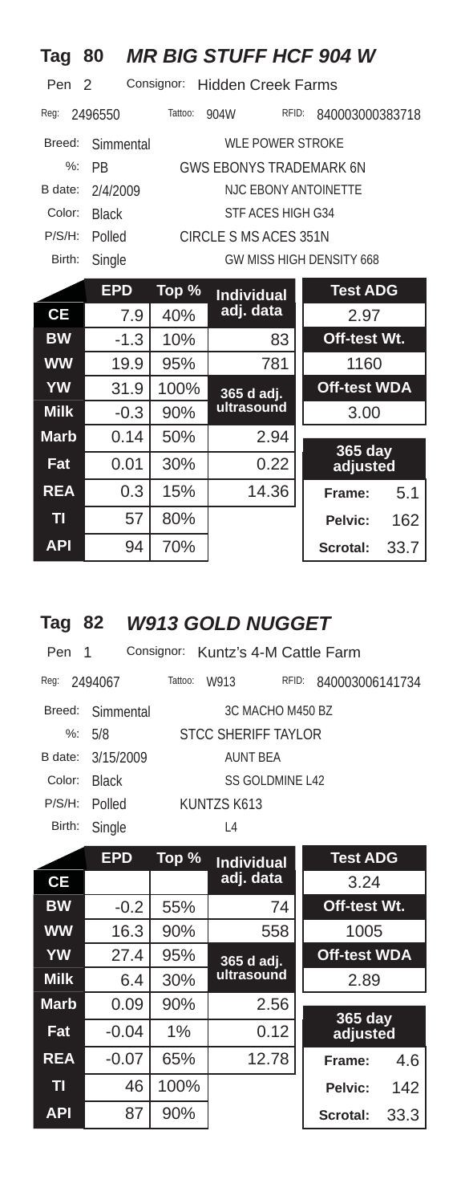## Tag 80 *MR BIG STUFF HCF 904 W*

Pen 2 Consignor: Hidden Creek Farms

Reg: 2496550 Tattoo: 904W RFID: 840003000383718

| | | |
|---|---|---|
| Breed: | Simmental | WLE POWER STROKE |
| %: | PB | GWS EBONYS TRADEMARK 6N |
| B date: | 2/4/2009 | NJC EBONY ANTOINETTE |
| Color: | Black | STF ACES HIGH G34 |
| P/S/H: | Polled | CIRCLE S MS ACES 351N |
| Birth: | Single | GW MISS HIGH DENSITY 668 |

| | EPD | Top % | Individual adj. data | Test ADG |
|---|---|---|---|---|
| CE | 7.9 | 40% | | 2.97 |
| BW | -1.3 | 10% | 83 | Off-test Wt. |
| WW | 19.9 | 95% | 781 | 1160 |
| YW | 31.9 | 100% | 365 d adj. ultrasound | Off-test WDA |
| Milk | -0.3 | 90% | | 3.00 |
| Marb | 0.14 | 50% | 2.94 | 365 day adjusted |
| Fat | 0.01 | 30% | 0.22 | |
| REA | 0.3 | 15% | 14.36 | Frame: 5.1 |
| TI | 57 | 80% | | Pelvic: 162 |
| API | 94 | 70% | | Scrotal: 33.7 |

## Tag 82 *W913 GOLD NUGGET*

Pen 1 Consignor: Kuntz's 4-M Cattle Farm

Reg: 2494067 Tattoo: W913 RFID: 840003006141734

| | | |
|---|---|---|
| Breed: | Simmental | 3C MACHO M450 BZ |
| %: | 5/8 | STCC SHERIFF TAYLOR |
| B date: | 3/15/2009 | AUNT BEA |
| Color: | Black | SS GOLDMINE L42 |
| P/S/H: | Polled | KUNTZS K613 |
| Birth: | Single | L4 |

| | EPD | Top % | Individual adj. data | Test ADG |
|---|---|---|---|---|
| CE | | | | 3.24 |
| BW | -0.2 | 55% | 74 | Off-test Wt. |
| WW | 16.3 | 90% | 558 | 1005 |
| YW | 27.4 | 95% | 365 d adj. ultrasound | Off-test WDA |
| Milk | 6.4 | 30% | | 2.89 |
| Marb | 0.09 | 90% | 2.56 | 365 day adjusted |
| Fat | -0.04 | 1% | 0.12 | |
| REA | -0.07 | 65% | 12.78 | Frame: 4.6 |
| TI | 46 | 100% | | Pelvic: 142 |
| API | 87 | 90% | | Scrotal: 33.3 |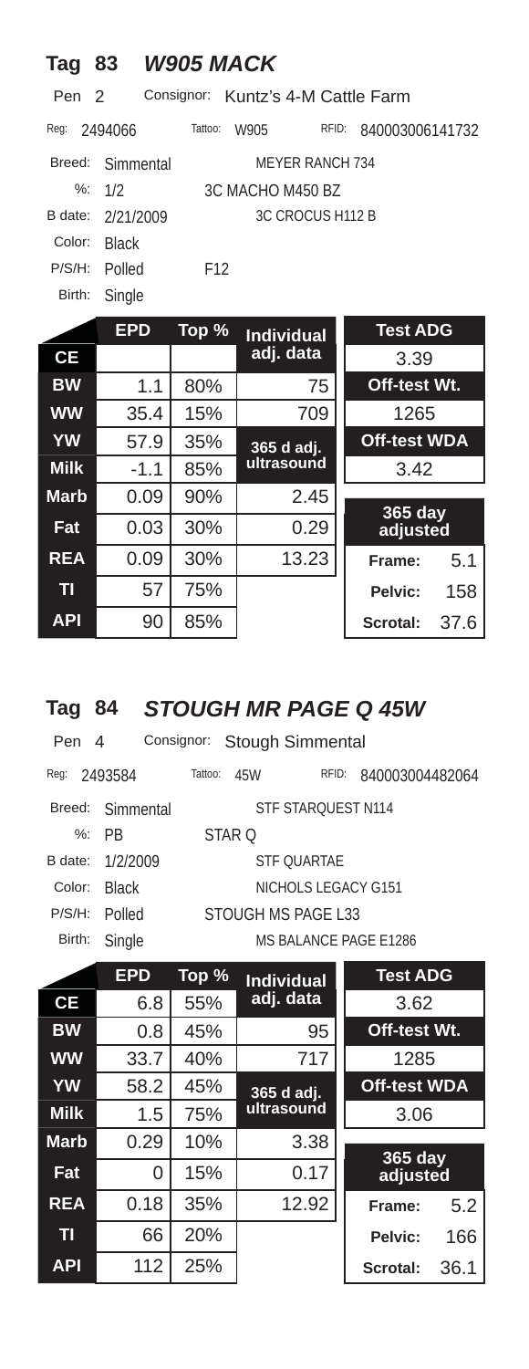## Tag 83 *W905 MACK*

Pen 2 Consignor: Kuntz's 4-M Cattle Farm

Reg: 2494066 Tattoo: W905 RFID: 840003006141732

| | | |
|---|---|---|
| Breed: | Simmental | MEYER RANCH 734 |
| %: | 1/2 | 3C MACHO M450 BZ |
| B date: | 2/21/2009 | 3C CROCUS H112 B |
| Color: | Black | |
| P/S/H: | Polled | F12 |
| Birth: | Single | |

| | EPD | Top % | Individual adj. data | Test ADG |
|---|---|---|---|---|
| CE | | | | 3.39 |
| BW | 1.1 | 80% | 75 | Off-test Wt. |
| WW | 35.4 | 15% | 709 | 1265 |
| YW | 57.9 | 35% | 365 d adj. ultrasound | Off-test WDA |
| Milk | -1.1 | 85% | | 3.42 |
| Marb | 0.09 | 90% | 2.45 | 365 day adjusted |
| Fat | 0.03 | 30% | 0.29 | |
| REA | 0.09 | 30% | 13.23 | Frame: 5.1 |
| TI | 57 | 75% | | Pelvic: 158 |
| API | 90 | 85% | | Scrotal: 37.6 |

## Tag 84 *STOUGH MR PAGE Q 45W*

Pen 4 Consignor: Stough Simmental

Reg: 2493584 Tattoo: 45W RFID: 840003004482064

| | | |
|---|---|---|
| Breed: | Simmental | STF STARQUEST N114 |
| %: | PB | STAR Q |
| B date: | 1/2/2009 | STF QUARTAE |
| Color: | Black | NICHOLS LEGACY G151 |
| P/S/H: | Polled | STOUGH MS PAGE L33 |
| Birth: | Single | MS BALANCE PAGE E1286 |

| | EPD | Top % | Individual adj. data | Test ADG |
|---|---|---|---|---|
| CE | 6.8 | 55% | | 3.62 |
| BW | 0.8 | 45% | 95 | Off-test Wt. |
| WW | 33.7 | 40% | 717 | 1285 |
| YW | 58.2 | 45% | 365 d adj. ultrasound | Off-test WDA |
| Milk | 1.5 | 75% | | 3.06 |
| Marb | 0.29 | 10% | 3.38 | 365 day adjusted |
| Fat | 0 | 15% | 0.17 | |
| REA | 0.18 | 35% | 12.92 | Frame: 5.2 |
| TI | 66 | 20% | | Pelvic: 166 |
| API | 112 | 25% | | Scrotal: 36.1 |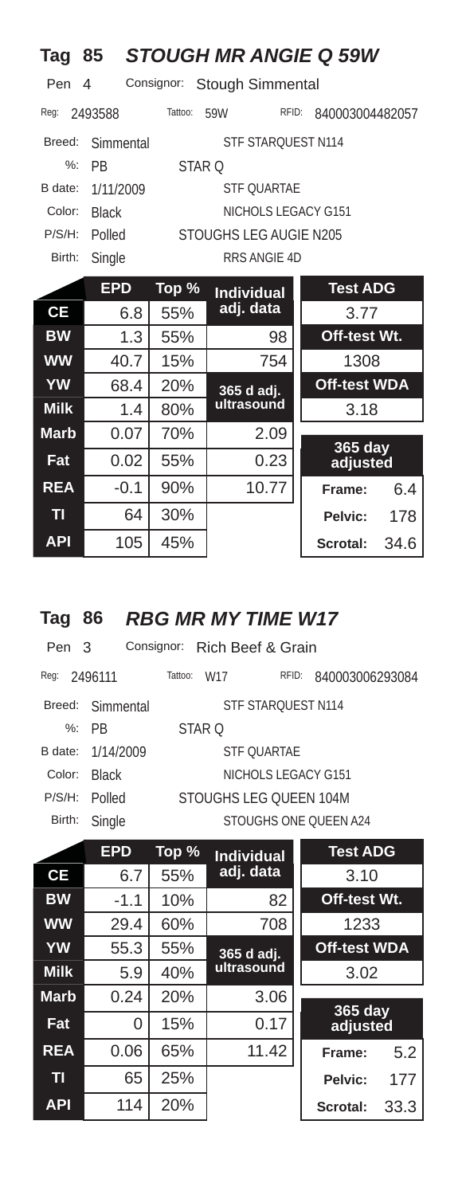## Tag 85 *STOUGH MR ANGIE Q 59W*

Pen 4 Consignor: Stough Simmental

Reg: 2493588 Tattoo: 59W RFID: 840003004482057

| | | |
|---|---|---|
| Breed: | Simmental | STF STARQUEST N114 |
| %: | PB | STAR Q |
| B date: | 1/11/2009 | STF QUARTAE |
| Color: | Black | NICHOLS LEGACY G151 |
| P/S/H: | Polled | STOUGHS LEG AUGIE N205 |
| Birth: | Single | RRS ANGIE 4D |

| | EPD | Top % | Individual adj. data | Test ADG | |
|---|---|---|---|---|---|
| **CE** | 6.8 | 55% | | 3.77 | |
| **BW** | 1.3 | 55% | 98 | **Off-test Wt.** | |
| **WW** | 40.7 | 15% | 754 | 1308 | |
| **YW** | 68.4 | 20% | **365 d adj. ultrasound** | **Off-test WDA** | |
| **Milk** | 1.4 | 80% | | 3.18 | |
| **Marb** | 0.07 | 70% | 2.09 | **365 day adjusted** | |
| **Fat** | 0.02 | 55% | 0.23 | | |
| **REA** | -0.1 | 90% | 10.77 | **Frame:** | 6.4 |
| **TI** | 64 | 30% | | **Pelvic:** | 178 |
| **API** | 105 | 45% | | **Scrotal:** | 34.6 |

## Tag 86 *RBG MR MY TIME W17*

Pen 3 Consignor: Rich Beef & Grain

Reg: 2496111 Tattoo: W17 RFID: 840003006293084

| | | |
|---|---|---|
| Breed: | Simmental | STF STARQUEST N114 |
| %: | PB | STAR Q |
| B date: | 1/14/2009 | STF QUARTAE |
| Color: | Black | NICHOLS LEGACY G151 |
| P/S/H: | Polled | STOUGHS LEG QUEEN 104M |
| Birth: | Single | STOUGHS ONE QUEEN A24 |

| | EPD | Top % | Individual adj. data | Test ADG | |
|---|---|---|---|---|---|
| **CE** | 6.7 | 55% | | 3.10 | |
| **BW** | -1.1 | 10% | 82 | **Off-test Wt.** | |
| **WW** | 29.4 | 60% | 708 | 1233 | |
| **YW** | 55.3 | 55% | **365 d adj. ultrasound** | **Off-test WDA** | |
| **Milk** | 5.9 | 40% | | 3.02 | |
| **Marb** | 0.24 | 20% | 3.06 | **365 day adjusted** | |
| **Fat** | 0 | 15% | 0.17 | | |
| **REA** | 0.06 | 65% | 11.42 | **Frame:** | 5.2 |
| **TI** | 65 | 25% | | **Pelvic:** | 177 |
| **API** | 114 | 20% | | **Scrotal:** | 33.3 |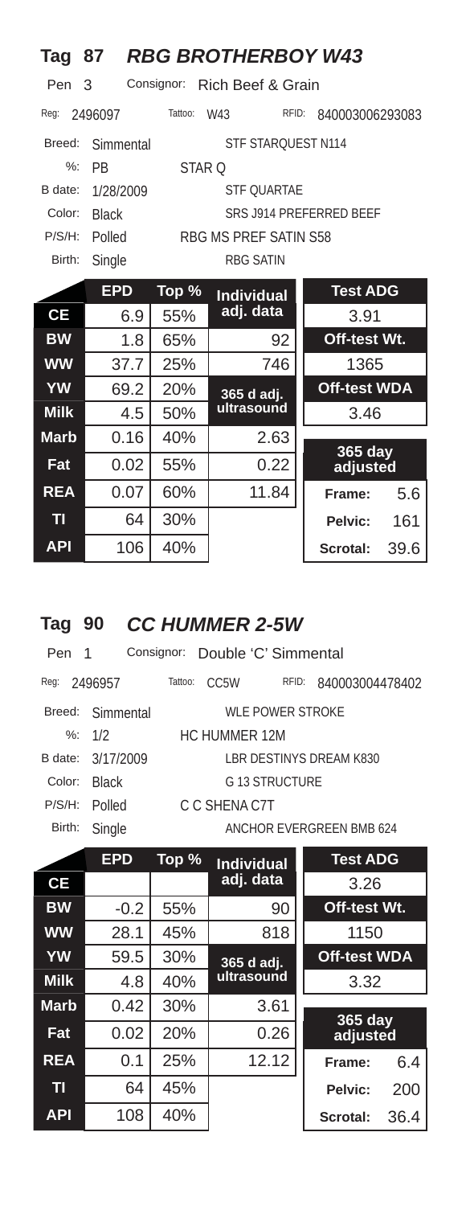## Tag 87 *RBG BROTHERBOY W43*

Pen 3 Consignor: Rich Beef & Grain

Reg: 2496097 Tattoo: W43 RFID: 840003006293083

| | | |
|---|---|---|
| Breed: | Simmental | STF STARQUEST N114 |
| %: | PB | STAR Q |
| B date: | 1/28/2009 | STF QUARTAE |
| Color: | Black | SRS J914 PREFERRED BEEF |
| P/S/H: | Polled | RBG MS PREF SATIN S58 |
| Birth: | Single | RBG SATIN |

| | EPD | Top % | Individual adj. data | Test ADG |
|---|---|---|---|---|
| CE | 6.9 | 55% | | 3.91 |
| BW | 1.8 | 65% | 92 | Off-test Wt. |
| WW | 37.7 | 25% | 746 | 1365 |
| YW | 69.2 | 20% | 365 d adj. ultrasound | Off-test WDA |
| Milk | 4.5 | 50% | | 3.46 |
| Marb | 0.16 | 40% | 2.63 | 365 day adjusted |
| Fat | 0.02 | 55% | 0.22 | |
| REA | 0.07 | 60% | 11.84 | Frame: 5.6 |
| TI | 64 | 30% | | Pelvic: 161 |
| API | 106 | 40% | | Scrotal: 39.6 |

## Tag 90 *CC HUMMER 2-5W*

Pen 1 Consignor: Double 'C' Simmental

Reg: 2496957 Tattoo: CC5W RFID: 840003004478402

| | | |
|---|---|---|
| Breed: | Simmental | WLE POWER STROKE |
| %: | 1/2 | HC HUMMER 12M |
| B date: | 3/17/2009 | LBR DESTINYS DREAM K830 |
| Color: | Black | G 13 STRUCTURE |
| P/S/H: | Polled | C C SHENA C7T |
| Birth: | Single | ANCHOR EVERGREEN BMB 624 |

| | EPD | Top % | Individual adj. data | Test ADG |
|---|---|---|---|---|
| CE | | | | 3.26 |
| BW | -0.2 | 55% | 90 | Off-test Wt. |
| WW | 28.1 | 45% | 818 | 1150 |
| YW | 59.5 | 30% | 365 d adj. ultrasound | Off-test WDA |
| Milk | 4.8 | 40% | | 3.32 |
| Marb | 0.42 | 30% | 3.61 | 365 day adjusted |
| Fat | 0.02 | 20% | 0.26 | |
| REA | 0.1 | 25% | 12.12 | Frame: 6.4 |
| TI | 64 | 45% | | Pelvic: 200 |
| API | 108 | 40% | | Scrotal: 36.4 |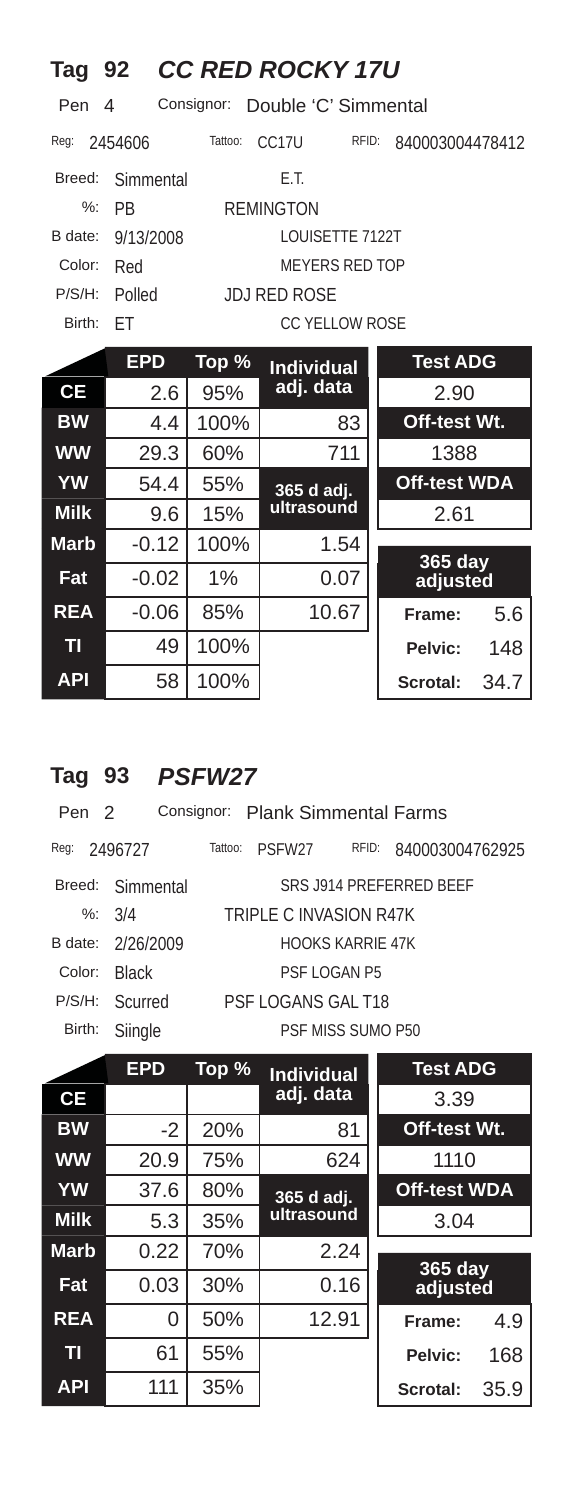## Tag 92 *CC RED ROCKY 17U*

Pen 4 Consignor: Double 'C' Simmental

Reg: 2454606 Tattoo: CC17U RFID: 840003004478412

| | | |
|---|---|---|
| Breed: | Simmental | E.T. |
| %: | PB | REMINGTON |
| B date: | 9/13/2008 | LOUISETTE 7122T |
| Color: | Red | MEYERS RED TOP |
| P/S/H: | Polled | JDJ RED ROSE |
| Birth: | ET | CC YELLOW ROSE |

| | EPD | Top % | Individual adj. data | |
|---|---|---|---|---|
| CE | 2.6 | 95% | | **Test ADG** 2.90 |
| BW | 4.4 | 100% | 83 | **Off-test Wt.** 1388 |
| WW | 29.3 | 60% | 711 | |
| YW | 54.4 | 55% | **365 d adj. ultrasound** | **Off-test WDA** 2.61 |
| Milk | 9.6 | 15% | | |
| Marb | -0.12 | 100% | 1.54 | **365 day adjusted** |
| Fat | -0.02 | 1% | 0.07 | |
| REA | -0.06 | 85% | 10.67 | Frame: 5.6 |
| TI | 49 | 100% | | Pelvic: 148 |
| API | 58 | 100% | | Scrotal: 34.7 |

## Tag 93 *PSFW27*

Pen 2 Consignor: Plank Simmental Farms

Reg: 2496727 Tattoo: PSFW27 RFID: 840003004762925

| | | |
|---|---|---|
| Breed: | Simmental | SRS J914 PREFERRED BEEF |
| %: | 3/4 | TRIPLE C INVASION R47K |
| B date: | 2/26/2009 | HOOKS KARRIE 47K |
| Color: | Black | PSF LOGAN P5 |
| P/S/H: | Scurred | PSF LOGANS GAL T18 |
| Birth: | Siingle | PSF MISS SUMO P50 |

| | EPD | Top % | Individual adj. data | |
|---|---|---|---|---|
| CE | | | | **Test ADG** 3.39 |
| BW | -2 | 20% | 81 | **Off-test Wt.** 1110 |
| WW | 20.9 | 75% | 624 | |
| YW | 37.6 | 80% | **365 d adj. ultrasound** | **Off-test WDA** 3.04 |
| Milk | 5.3 | 35% | | |
| Marb | 0.22 | 70% | 2.24 | **365 day adjusted** |
| Fat | 0.03 | 30% | 0.16 | |
| REA | 0 | 50% | 12.91 | Frame: 4.9 |
| TI | 61 | 55% | | Pelvic: 168 |
| API | 111 | 35% | | Scrotal: 35.9 |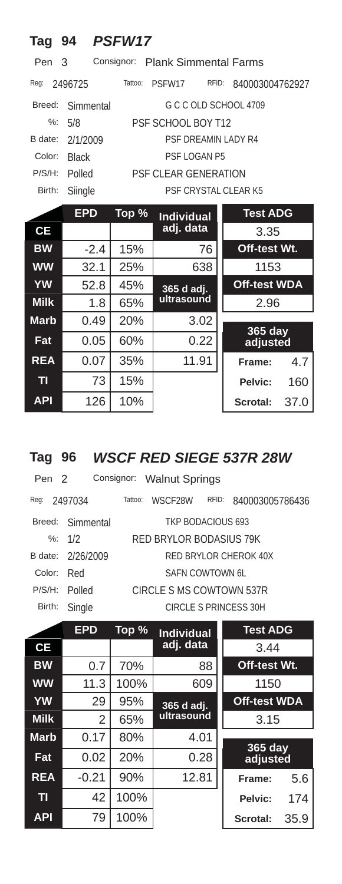## Tag 94 *PSFW17*

Pen 3 Consignor: Plank Simmental Farms

Reg: 2496725 Tattoo: PSFW17 RFID: 840003004762927

Breed: Simmental G C C OLD SCHOOL 4709

%: 5/8 PSF SCHOOL BOY T12

B date: 2/1/2009 PSF DREAMIN LADY R4

Color: Black PSF LOGAN P5

P/S/H: Polled PSF CLEAR GENERATION

Birth: Siingle PSF CRYSTAL CLEAR K5

| | EPD | Top % | Individual adj. data | Test ADG | |
|---|---|---|---|---|---|
| CE | | | | 3.35 | |
| BW | -2.4 | 15% | 76 | Off-test Wt. | |
| WW | 32.1 | 25% | 638 | 1153 | |
| YW | 52.8 | 45% | 365 d adj. ultrasound | Off-test WDA | |
| Milk | 1.8 | 65% | | 2.96 | |
| Marb | 0.49 | 20% | 3.02 | 365 day adjusted | |
| Fat | 0.05 | 60% | 0.22 | | |
| REA | 0.07 | 35% | 11.91 | Frame: | 4.7 |
| TI | 73 | 15% | | Pelvic: | 160 |
| API | 126 | 10% | | Scrotal: | 37.0 |

## Tag 96 *WSCF RED SIEGE 537R 28W*

Pen 2 Consignor: Walnut Springs

Reg: 2497034 Tattoo: WSCF28W RFID: 840003005786436

Breed: Simmental TKP BODACIOUS 693

%: 1/2 RED BRYLOR BODASIUS 79K

B date: 2/26/2009 RED BRYLOR CHEROK 40X

Color: Red SAFN COWTOWN 6L

P/S/H: Polled CIRCLE S MS COWTOWN 537R

Birth: Single CIRCLE S PRINCESS 30H

| | EPD | Top % | Individual adj. data | Test ADG | |
|---|---|---|---|---|---|
| CE | | | | 3.44 | |
| BW | 0.7 | 70% | 88 | Off-test Wt. | |
| WW | 11.3 | 100% | 609 | 1150 | |
| YW | 29 | 95% | 365 d adj. ultrasound | Off-test WDA | |
| Milk | 2 | 65% | | 3.15 | |
| Marb | 0.17 | 80% | 4.01 | 365 day adjusted | |
| Fat | 0.02 | 20% | 0.28 | | |
| REA | -0.21 | 90% | 12.81 | Frame: | 5.6 |
| TI | 42 | 100% | | Pelvic: | 174 |
| API | 79 | 100% | | Scrotal: | 35.9 |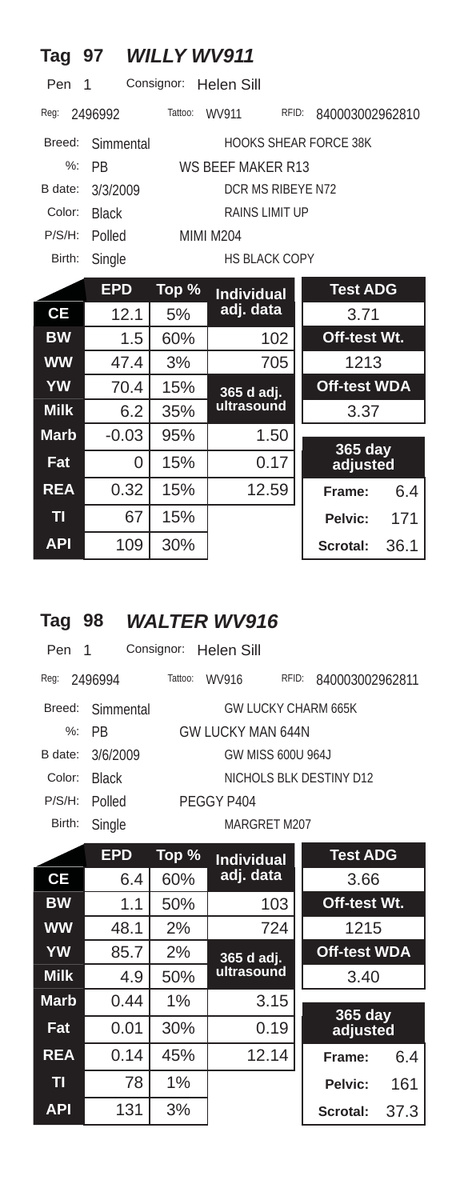## Tag 97 *WILLY WV911*

Pen 1 Consignor: Helen Sill

Reg: 2496992 Tattoo: WV911 RFID: 840003002962810

| | | |
|---|---|---|
| Breed: | Simmental | HOOKS SHEAR FORCE 38K |
| %: | PB | WS BEEF MAKER R13 |
| B date: | 3/3/2009 | DCR MS RIBEYE N72 |
| Color: | Black | RAINS LIMIT UP |
| P/S/H: | Polled | MIMI M204 |
| Birth: | Single | HS BLACK COPY |

| | EPD | Top % | Individual adj. data | Test ADG | |
|---|---|---|---|---|---|
| CE | 12.1 | 5% | | 3.71 | |
| BW | 1.5 | 60% | 102 | Off-test Wt. | |
| WW | 47.4 | 3% | 705 | 1213 | |
| YW | 70.4 | 15% | 365 d adj. ultrasound | Off-test WDA | |
| Milk | 6.2 | 35% | | 3.37 | |
| Marb | -0.03 | 95% | 1.50 | 365 day adjusted | |
| Fat | 0 | 15% | 0.17 | | |
| REA | 0.32 | 15% | 12.59 | Frame: | 6.4 |
| TI | 67 | 15% | | Pelvic: | 171 |
| API | 109 | 30% | | Scrotal: | 36.1 |

## Tag 98 *WALTER WV916*

Pen 1 Consignor: Helen Sill

Reg: 2496994 Tattoo: WV916 RFID: 840003002962811

| | | |
|---|---|---|
| Breed: | Simmental | GW LUCKY CHARM 665K |
| %: | PB | GW LUCKY MAN 644N |
| B date: | 3/6/2009 | GW MISS 600U 964J |
| Color: | Black | NICHOLS BLK DESTINY D12 |
| P/S/H: | Polled | PEGGY P404 |
| Birth: | Single | MARGRET M207 |

| | EPD | Top % | Individual adj. data | Test ADG | |
|---|---|---|---|---|---|
| CE | 6.4 | 60% | | 3.66 | |
| BW | 1.1 | 50% | 103 | Off-test Wt. | |
| WW | 48.1 | 2% | 724 | 1215 | |
| YW | 85.7 | 2% | 365 d adj. ultrasound | Off-test WDA | |
| Milk | 4.9 | 50% | | 3.40 | |
| Marb | 0.44 | 1% | 3.15 | 365 day adjusted | |
| Fat | 0.01 | 30% | 0.19 | | |
| REA | 0.14 | 45% | 12.14 | Frame: | 6.4 |
| TI | 78 | 1% | | Pelvic: | 161 |
| API | 131 | 3% | | Scrotal: | 37.3 |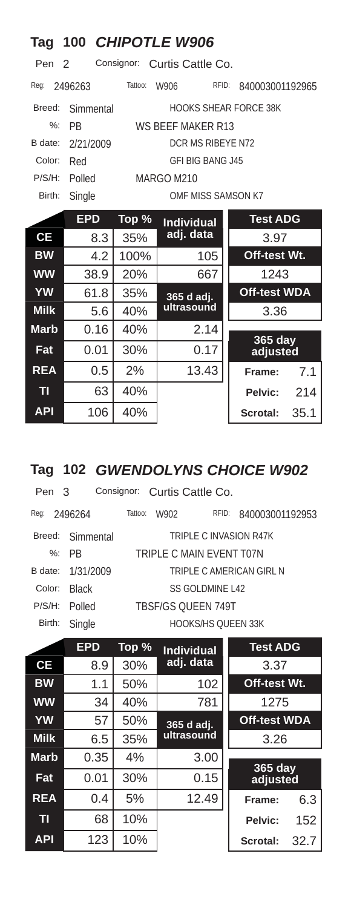## Tag 100 *CHIPOTLE W906*

Pen 2 Consignor: Curtis Cattle Co.

Reg: 2496263 Tattoo: W906 RFID: 840003001192965

| | | |
|---|---|---|
| Breed: | Simmental | HOOKS SHEAR FORCE 38K |
| %: | PB | WS BEEF MAKER R13 |
| B date: | 2/21/2009 | DCR MS RIBEYE N72 |
| Color: | Red | GFI BIG BANG J45 |
| P/S/H: | Polled | MARGO M210 |
| Birth: | Single | OMF MISS SAMSON K7 |

| | EPD | Top % | Individual adj. data | Test ADG | |
|---|---|---|---|---|---|
| CE | 8.3 | 35% | | 3.97 | |
| BW | 4.2 | 100% | 105 | Off-test Wt. | |
| WW | 38.9 | 20% | 667 | 1243 | |
| YW | 61.8 | 35% | 365 d adj. ultrasound | Off-test WDA | |
| Milk | 5.6 | 40% | | 3.36 | |
| Marb | 0.16 | 40% | 2.14 | 365 day adjusted | |
| Fat | 0.01 | 30% | 0.17 | | |
| REA | 0.5 | 2% | 13.43 | Frame: | 7.1 |
| TI | 63 | 40% | | Pelvic: | 214 |
| API | 106 | 40% | | Scrotal: | 35.1 |

## Tag 102 *GWENDOLYNS CHOICE W902*

Pen 3 Consignor: Curtis Cattle Co.

Reg: 2496264 Tattoo: W902 RFID: 840003001192953

| | | |
|---|---|---|
| Breed: | Simmental | TRIPLE C INVASION R47K |
| %: | PB | TRIPLE C MAIN EVENT T07N |
| B date: | 1/31/2009 | TRIPLE C AMERICAN GIRL N |
| Color: | Black | SS GOLDMINE L42 |
| P/S/H: | Polled | TBSF/GS QUEEN 749T |
| Birth: | Single | HOOKS/HS QUEEN 33K |

| | EPD | Top % | Individual adj. data | Test ADG | |
|---|---|---|---|---|---|
| CE | 8.9 | 30% | | 3.37 | |
| BW | 1.1 | 50% | 102 | Off-test Wt. | |
| WW | 34 | 40% | 781 | 1275 | |
| YW | 57 | 50% | 365 d adj. ultrasound | Off-test WDA | |
| Milk | 6.5 | 35% | | 3.26 | |
| Marb | 0.35 | 4% | 3.00 | 365 day adjusted | |
| Fat | 0.01 | 30% | 0.15 | | |
| REA | 0.4 | 5% | 12.49 | Frame: | 6.3 |
| TI | 68 | 10% | | Pelvic: | 152 |
| API | 123 | 10% | | Scrotal: | 32.7 |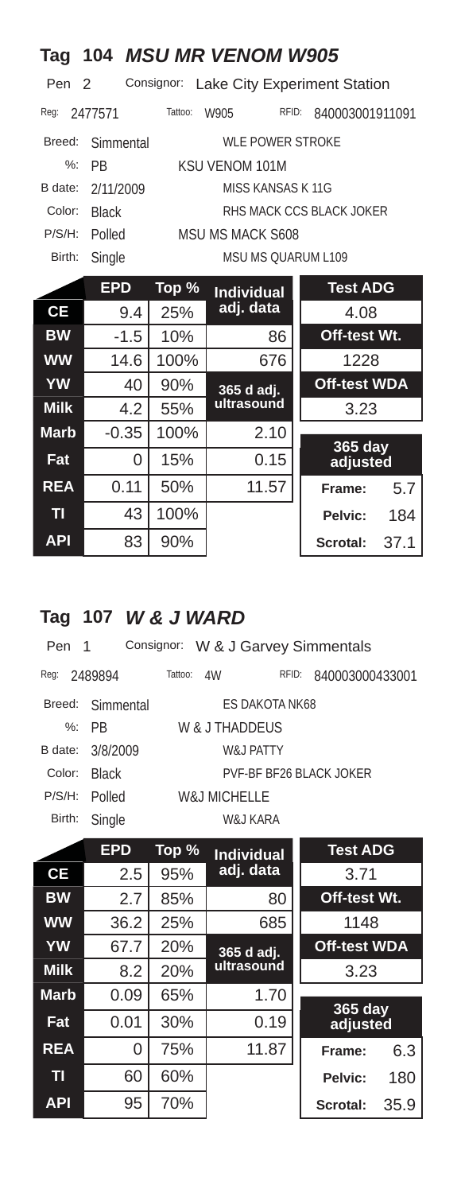## Tag 104 *MSU MR VENOM W905*

Pen 2 Consignor: Lake City Experiment Station

Reg: 2477571 Tattoo: W905 RFID: 840003001911091

| | | |
|---|---|---|
| Breed: | Simmental | WLE POWER STROKE |
| %: | PB | KSU VENOM 101M |
| B date: | 2/11/2009 | MISS KANSAS K 11G |
| Color: | Black | RHS MACK CCS BLACK JOKER |
| P/S/H: | Polled | MSU MS MACK S608 |
| Birth: | Single | MSU MS QUARUM L109 |

| | EPD | Top % | Individual adj. data | Test ADG | |
|---|---|---|---|---|---|
| CE | 9.4 | 25% | | 4.08 | |
| BW | -1.5 | 10% | 86 | Off-test Wt. | |
| WW | 14.6 | 100% | 676 | 1228 | |
| YW | 40 | 90% | 365 d adj. ultrasound | Off-test WDA | |
| Milk | 4.2 | 55% | | 3.23 | |
| Marb | -0.35 | 100% | 2.10 | 365 day adjusted | |
| Fat | 0 | 15% | 0.15 | | |
| REA | 0.11 | 50% | 11.57 | Frame: | 5.7 |
| TI | 43 | 100% | | Pelvic: | 184 |
| API | 83 | 90% | | Scrotal: | 37.1 |

## Tag 107 *W & J WARD*

Pen 1 Consignor: W & J Garvey Simmentals

Reg: 2489894 Tattoo: 4W RFID: 840003000433001

| | | |
|---|---|---|
| Breed: | Simmental | ES DAKOTA NK68 |
| %: | PB | W & J THADDEUS |
| B date: | 3/8/2009 | W&J PATTY |
| Color: | Black | PVF-BF BF26 BLACK JOKER |
| P/S/H: | Polled | W&J MICHELLE |
| Birth: | Single | W&J KARA |

| | EPD | Top % | Individual adj. data | Test ADG | |
|---|---|---|---|---|---|
| CE | 2.5 | 95% | | 3.71 | |
| BW | 2.7 | 85% | 80 | Off-test Wt. | |
| WW | 36.2 | 25% | 685 | 1148 | |
| YW | 67.7 | 20% | 365 d adj. ultrasound | Off-test WDA | |
| Milk | 8.2 | 20% | | 3.23 | |
| Marb | 0.09 | 65% | 1.70 | 365 day adjusted | |
| Fat | 0.01 | 30% | 0.19 | | |
| REA | 0 | 75% | 11.87 | Frame: | 6.3 |
| TI | 60 | 60% | | Pelvic: | 180 |
| API | 95 | 70% | | Scrotal: | 35.9 |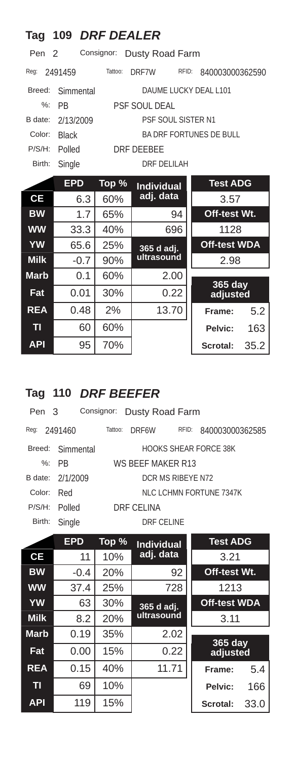## Tag 109 *DRF DEALER*

Pen 2 Consignor: Dusty Road Farm

Reg: 2491459 Tattoo: DRF7W RFID: 840003000362590

| | | |
|---|---|---|
| Breed: | Simmental | DAUME LUCKY DEAL L101 |
| %: | PB | PSF SOUL DEAL |
| B date: | 2/13/2009 | PSF SOUL SISTER N1 |
| Color: | Black | BA DRF FORTUNES DE BULL |
| P/S/H: | Polled | DRF DEEBEE |
| Birth: | Single | DRF DELILAH |

| | EPD | Top % | Individual adj. data | Test ADG | |
|---|---|---|---|---|---|
| CE | 6.3 | 60% | | 3.57 | |
| BW | 1.7 | 65% | 94 | Off-test Wt. | |
| WW | 33.3 | 40% | 696 | 1128 | |
| YW | 65.6 | 25% | 365 d adj. ultrasound | Off-test WDA | |
| Milk | -0.7 | 90% | | 2.98 | |
| Marb | 0.1 | 60% | 2.00 | 365 day adjusted | |
| Fat | 0.01 | 30% | 0.22 | | |
| REA | 0.48 | 2% | 13.70 | Frame: | 5.2 |
| TI | 60 | 60% | | Pelvic: | 163 |
| API | 95 | 70% | | Scrotal: | 35.2 |

## Tag 110 *DRF BEEFER*

Pen 3 Consignor: Dusty Road Farm

Reg: 2491460 Tattoo: DRF6W RFID: 840003000362585

| | | |
|---|---|---|
| Breed: | Simmental | HOOKS SHEAR FORCE 38K |
| %: | PB | WS BEEF MAKER R13 |
| B date: | 2/1/2009 | DCR MS RIBEYE N72 |
| Color: | Red | NLC LCHMN FORTUNE 7347K |
| P/S/H: | Polled | DRF CELINA |
| Birth: | Single | DRF CELINE |

| | EPD | Top % | Individual adj. data | Test ADG | |
|---|---|---|---|---|---|
| CE | 11 | 10% | | 3.21 | |
| BW | -0.4 | 20% | 92 | Off-test Wt. | |
| WW | 37.4 | 25% | 728 | 1213 | |
| YW | 63 | 30% | 365 d adj. ultrasound | Off-test WDA | |
| Milk | 8.2 | 20% | | 3.11 | |
| Marb | 0.19 | 35% | 2.02 | 365 day adjusted | |
| Fat | 0.00 | 15% | 0.22 | | |
| REA | 0.15 | 40% | 11.71 | Frame: | 5.4 |
| TI | 69 | 10% | | Pelvic: | 166 |
| API | 119 | 15% | | Scrotal: | 33.0 |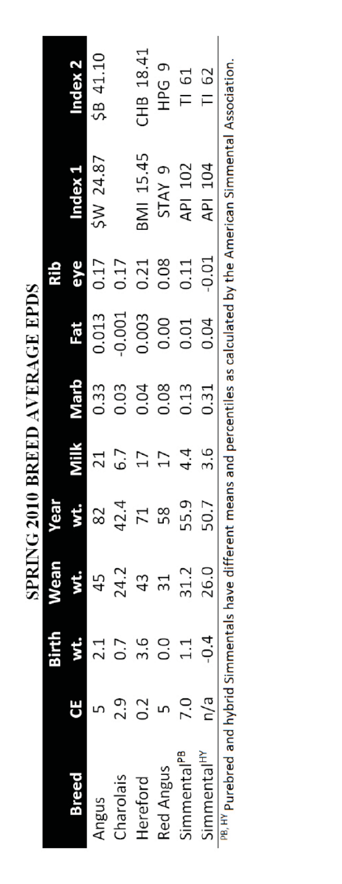# SPRING 2010 BREED AVERAGE EPDS

| Breed | CE | Birth wt. | Wean wt. | Year wt. | Milk | Marb | Fat | Rib eye | Index 1 | Index 2 |
|---|---|---|---|---|---|---|---|---|---|---|
| Angus | 5 | 2.1 | 45 | 82 | 21 | 0.33 | 0.013 | 0.17 | $W 24.87 | $B 41.10 |
| Charolais | 2.9 | 0.7 | 24.2 | 42.4 | 6.7 | 0.03 | -0.001 | 0.17 | | |
| Hereford | 0.2 | 3.6 | 43 | 71 | 17 | 0.04 | 0.003 | 0.21 | BMI 15.45 | CHB 18.41 |
| Red Angus | 5 | 0.0 | 31 | 58 | 17 | 0.08 | 0.00 | 0.08 | STAY 9 | HPG 9 |
| Simmental[PB] | 7.0 | 1.1 | 31.2 | 55.9 | 4.4 | 0.13 | 0.01 | 0.11 | API 102 | TI 61 |
| Simmental[HY] | n/a | -0.4 | 26.0 | 50.7 | 3.6 | 0.31 | 0.04 | -0.01 | API 104 | TI 62 |

[PB, HY] Purebred and hybrid Simmentals have different means and percentiles as calculated by the American Simmental Association.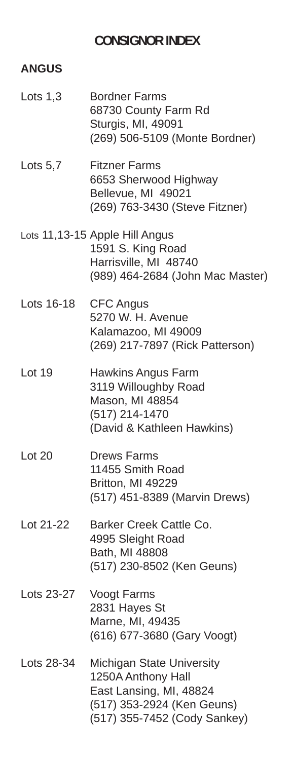# CONSIGNOR INDEX

## ANGUS

Lots 1,3 — Bordner Farms
68730 County Farm Rd
Sturgis, MI, 49091
(269) 506-5109 (Monte Bordner)

Lots 5,7 — Fitzner Farms
6653 Sherwood Highway
Bellevue, MI 49021
(269) 763-3430 (Steve Fitzner)

Lots 11,13-15 — Apple Hill Angus
1591 S. King Road
Harrisville, MI 48740
(989) 464-2684 (John Mac Master)

Lots 16-18 — CFC Angus
5270 W. H. Avenue
Kalamazoo, MI 49009
(269) 217-7897 (Rick Patterson)

Lot 19 — Hawkins Angus Farm
3119 Willoughby Road
Mason, MI 48854
(517) 214-1470
(David & Kathleen Hawkins)

Lot 20 — Drews Farms
11455 Smith Road
Britton, MI 49229
(517) 451-8389 (Marvin Drews)

Lot 21-22 — Barker Creek Cattle Co.
4995 Sleight Road
Bath, MI 48808
(517) 230-8502 (Ken Geuns)

Lots 23-27 — Voogt Farms
2831 Hayes St
Marne, MI, 49435
(616) 677-3680 (Gary Voogt)

Lots 28-34 — Michigan State University
1250A Anthony Hall
East Lansing, MI, 48824
(517) 353-2924 (Ken Geuns)
(517) 355-7452 (Cody Sankey)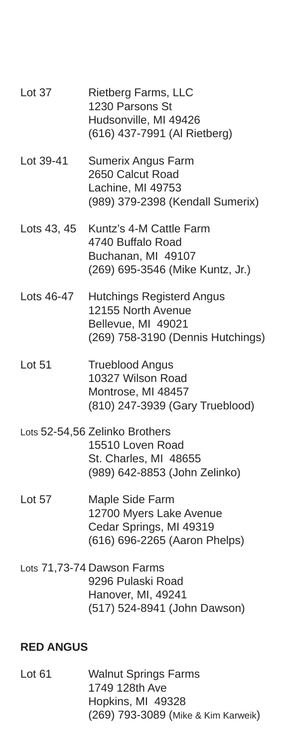Lot 37 Rietberg Farms, LLC
1230 Parsons St
Hudsonville, MI 49426
(616) 437-7991 (Al Rietberg)

Lot 39-41 Sumerix Angus Farm
2650 Calcut Road
Lachine, MI 49753
(989) 379-2398 (Kendall Sumerix)

Lots 43, 45 Kuntz's 4-M Cattle Farm
4740 Buffalo Road
Buchanan, MI 49107
(269) 695-3546 (Mike Kuntz, Jr.)

Lots 46-47 Hutchings Registerd Angus
12155 North Avenue
Bellevue, MI 49021
(269) 758-3190 (Dennis Hutchings)

Lot 51 Trueblood Angus
10327 Wilson Road
Montrose, MI 48457
(810) 247-3939 (Gary Trueblood)

Lots 52-54,56 Zelinko Brothers
15510 Loven Road
St. Charles, MI 48655
(989) 642-8853 (John Zelinko)

Lot 57 Maple Side Farm
12700 Myers Lake Avenue
Cedar Springs, MI 49319
(616) 696-2265 (Aaron Phelps)

Lots 71,73-74 Dawson Farms
9296 Pulaski Road
Hanover, MI, 49241
(517) 524-8941 (John Dawson)

**RED ANGUS**

Lot 61 Walnut Springs Farms
1749 128th Ave
Hopkins, MI 49328
(269) 793-3089 (Mike & Kim Karweik)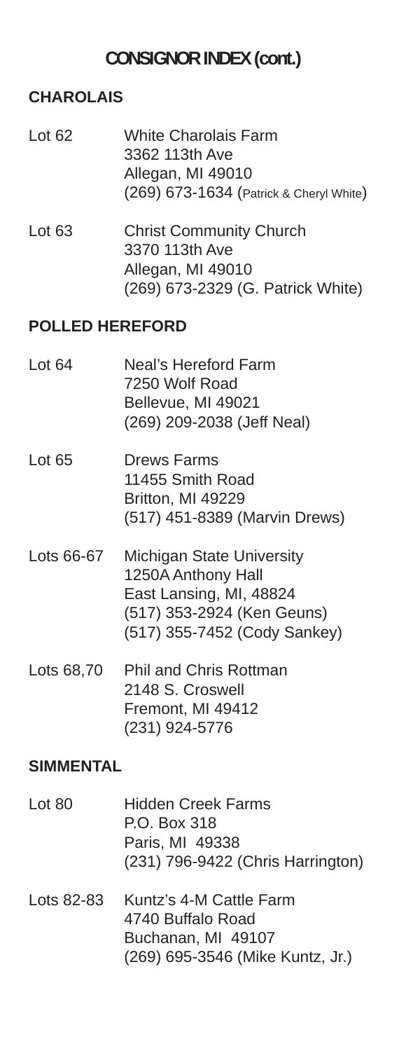# CONSIGNOR INDEX (cont.)

## CHAROLAIS

**Lot 62** White Charolais Farm
3362 113th Ave
Allegan, MI 49010
(269) 673-1634 (Patrick & Cheryl White)

**Lot 63** Christ Community Church
3370 113th Ave
Allegan, MI 49010
(269) 673-2329 (G. Patrick White)

## POLLED HEREFORD

**Lot 64** Neal's Hereford Farm
7250 Wolf Road
Bellevue, MI 49021
(269) 209-2038 (Jeff Neal)

**Lot 65** Drews Farms
11455 Smith Road
Britton, MI 49229
(517) 451-8389 (Marvin Drews)

**Lots 66-67** Michigan State University
1250A Anthony Hall
East Lansing, MI, 48824
(517) 353-2924 (Ken Geuns)
(517) 355-7452 (Cody Sankey)

**Lots 68,70** Phil and Chris Rottman
2148 S. Croswell
Fremont, MI 49412
(231) 924-5776

## SIMMENTAL

**Lot 80** Hidden Creek Farms
P.O. Box 318
Paris, MI 49338
(231) 796-9422 (Chris Harrington)

**Lots 82-83** Kuntz's 4-M Cattle Farm
4740 Buffalo Road
Buchanan, MI 49107
(269) 695-3546 (Mike Kuntz, Jr.)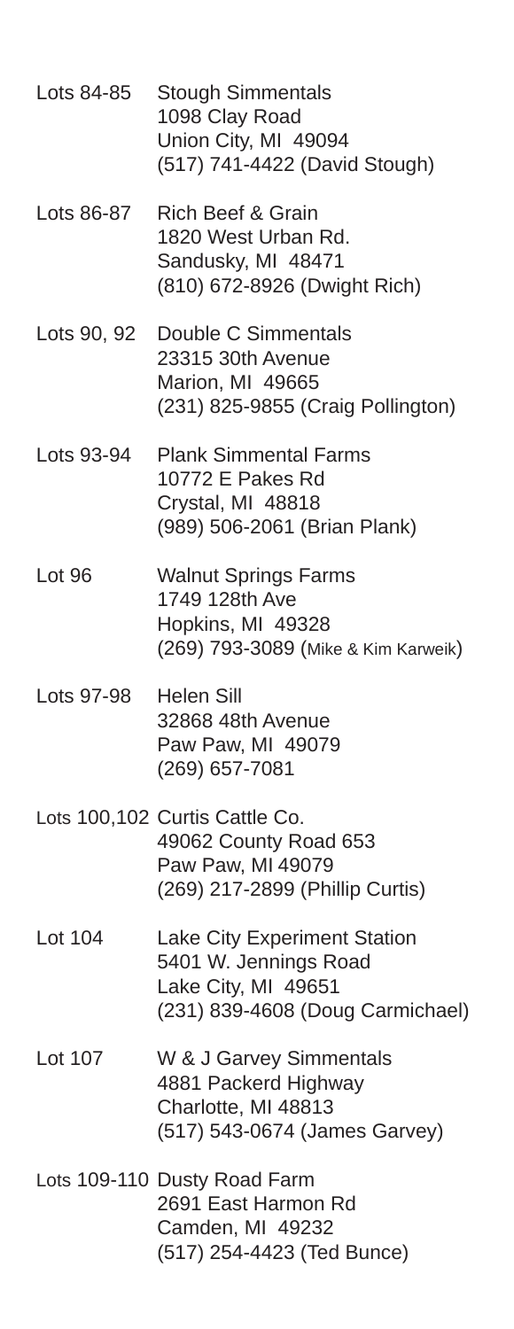Lots 84-85 Stough Simmentals
1098 Clay Road
Union City, MI 49094
(517) 741-4422 (David Stough)

Lots 86-87 Rich Beef & Grain
1820 West Urban Rd.
Sandusky, MI 48471
(810) 672-8926 (Dwight Rich)

Lots 90, 92 Double C Simmentals
23315 30th Avenue
Marion, MI 49665
(231) 825-9855 (Craig Pollington)

Lots 93-94 Plank Simmental Farms
10772 E Pakes Rd
Crystal, MI 48818
(989) 506-2061 (Brian Plank)

Lot 96 Walnut Springs Farms
1749 128th Ave
Hopkins, MI 49328
(269) 793-3089 (Mike & Kim Karweik)

Lots 97-98 Helen Sill
32868 48th Avenue
Paw Paw, MI 49079
(269) 657-7081

Lots 100,102 Curtis Cattle Co.
49062 County Road 653
Paw Paw, MI 49079
(269) 217-2899 (Phillip Curtis)

Lot 104 Lake City Experiment Station
5401 W. Jennings Road
Lake City, MI 49651
(231) 839-4608 (Doug Carmichael)

Lot 107 W & J Garvey Simmentals
4881 Packerd Highway
Charlotte, MI 48813
(517) 543-0674 (James Garvey)

Lots 109-110 Dusty Road Farm
2691 East Harmon Rd
Camden, MI 49232
(517) 254-4423 (Ted Bunce)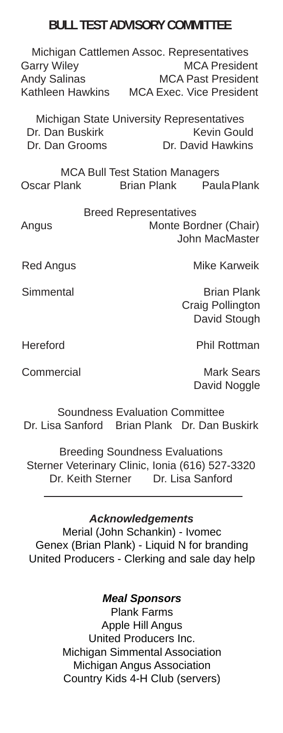# BULL TEST ADVISORY COMMITTEE

Michigan Cattlemen Assoc. Representatives

| | |
|---|---|
| Garry Wiley | MCA President |
| Andy Salinas | MCA Past President |
| Kathleen Hawkins | MCA Exec. Vice President |

Michigan State University Representatives

| | |
|---|---|
| Dr. Dan Buskirk | Kevin Gould |
| Dr. Dan Grooms | Dr. David Hawkins |

MCA Bull Test Station Managers

Oscar Plank   Brian Plank   Paula Plank

Breed Representatives

| | |
|---|---|
| Angus | Monte Bordner (Chair)<br>John MacMaster |
| Red Angus | Mike Karweik |
| Simmental | Brian Plank<br>Craig Pollington<br>David Stough |
| Hereford | Phil Rottman |
| Commercial | Mark Sears<br>David Noggle |

Soundness Evaluation Committee

Dr. Lisa Sanford   Brian Plank   Dr. Dan Buskirk

Breeding Soundness Evaluations

Sterner Veterinary Clinic, Ionia (616) 527-3320

Dr. Keith Sterner   Dr. Lisa Sanford

---

***Acknowledgements***

Merial (John Schankin) - Ivomec

Genex (Brian Plank) - Liquid N for branding

United Producers - Clerking and sale day help

***Meal Sponsors***

Plank Farms

Apple Hill Angus

United Producers Inc.

Michigan Simmental Association

Michigan Angus Association

Country Kids 4-H Club (servers)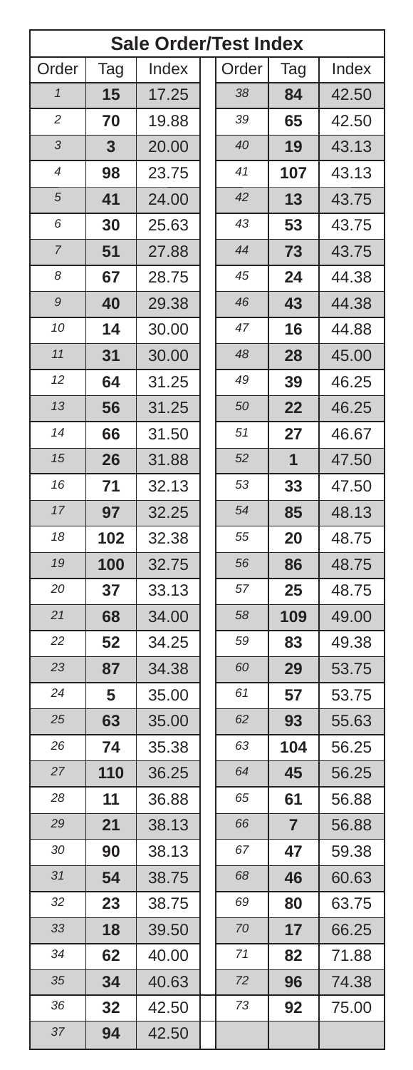| Sale Order/Test Index | | | | | |
|---|---|---|---|---|---|
| Order | Tag | Index | Order | Tag | Index |
| *1* | **15** | 17.25 | *38* | **84** | 42.50 |
| *2* | **70** | 19.88 | *39* | **65** | 42.50 |
| *3* | **3** | 20.00 | *40* | **19** | 43.13 |
| *4* | **98** | 23.75 | *41* | **107** | 43.13 |
| *5* | **41** | 24.00 | *42* | **13** | 43.75 |
| *6* | **30** | 25.63 | *43* | **53** | 43.75 |
| *7* | **51** | 27.88 | *44* | **73** | 43.75 |
| *8* | **67** | 28.75 | *45* | **24** | 44.38 |
| *9* | **40** | 29.38 | *46* | **43** | 44.38 |
| *10* | **14** | 30.00 | *47* | **16** | 44.88 |
| *11* | **31** | 30.00 | *48* | **28** | 45.00 |
| *12* | **64** | 31.25 | *49* | **39** | 46.25 |
| *13* | **56** | 31.25 | *50* | **22** | 46.25 |
| *14* | **66** | 31.50 | *51* | **27** | 46.67 |
| *15* | **26** | 31.88 | *52* | **1** | 47.50 |
| *16* | **71** | 32.13 | *53* | **33** | 47.50 |
| *17* | **97** | 32.25 | *54* | **85** | 48.13 |
| *18* | **102** | 32.38 | *55* | **20** | 48.75 |
| *19* | **100** | 32.75 | *56* | **86** | 48.75 |
| *20* | **37** | 33.13 | *57* | **25** | 48.75 |
| *21* | **68** | 34.00 | *58* | **109** | 49.00 |
| *22* | **52** | 34.25 | *59* | **83** | 49.38 |
| *23* | **87** | 34.38 | *60* | **29** | 53.75 |
| *24* | **5** | 35.00 | *61* | **57** | 53.75 |
| *25* | **63** | 35.00 | *62* | **93** | 55.63 |
| *26* | **74** | 35.38 | *63* | **104** | 56.25 |
| *27* | **110** | 36.25 | *64* | **45** | 56.25 |
| *28* | **11** | 36.88 | *65* | **61** | 56.88 |
| *29* | **21** | 38.13 | *66* | **7** | 56.88 |
| *30* | **90** | 38.13 | *67* | **47** | 59.38 |
| *31* | **54** | 38.75 | *68* | **46** | 60.63 |
| *32* | **23** | 38.75 | *69* | **80** | 63.75 |
| *33* | **18** | 39.50 | *70* | **17** | 66.25 |
| *34* | **62** | 40.00 | *71* | **82** | 71.88 |
| *35* | **34** | 40.63 | *72* | **96** | 74.38 |
| *36* | **32** | 42.50 | *73* | **92** | 75.00 |
| *37* | **94** | 42.50 | | | |